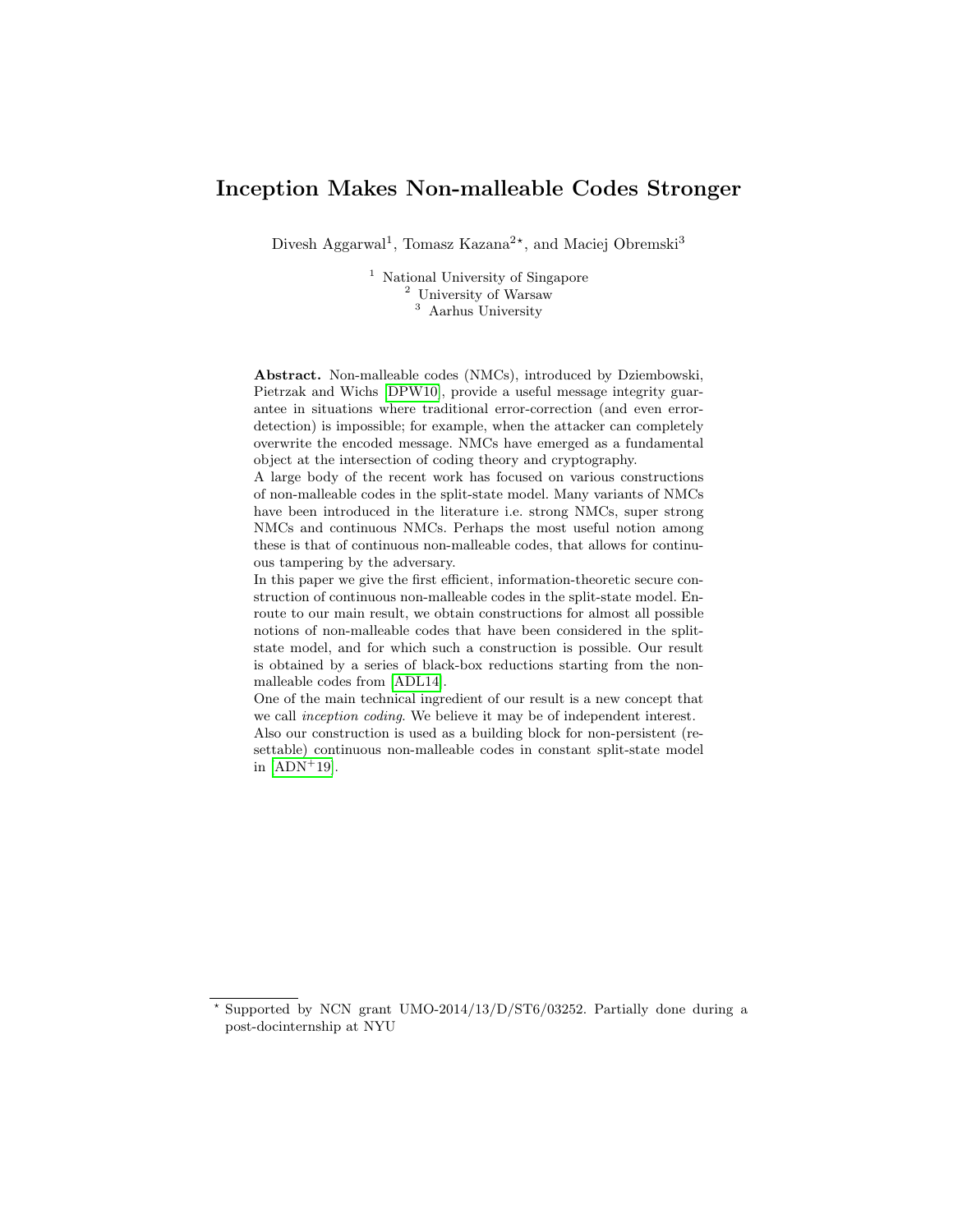# Inception Makes Non-malleable Codes Stronger

Divesh Aggarwal[1], Tomasz Kazana[2⋆], and Maciej Obremski[3]

[1] National University of Singapore
[2] University of Warsaw
[3] Aarhus University

**Abstract.** Non-malleable codes (NMCs), introduced by Dziembowski, Pietrzak and Wichs [DPW10], provide a useful message integrity guarantee in situations where traditional error-correction (and even error-detection) is impossible; for example, when the attacker can completely overwrite the encoded message. NMCs have emerged as a fundamental object at the intersection of coding theory and cryptography.

A large body of the recent work has focused on various constructions of non-malleable codes in the split-state model. Many variants of NMCs have been introduced in the literature i.e. strong NMCs, super strong NMCs and continuous NMCs. Perhaps the most useful notion among these is that of continuous non-malleable codes, that allows for continuous tampering by the adversary.

In this paper we give the first efficient, information-theoretic secure construction of continuous non-malleable codes in the split-state model. Enroute to our main result, we obtain constructions for almost all possible notions of non-malleable codes that have been considered in the split-state model, and for which such a construction is possible. Our result is obtained by a series of black-box reductions starting from the non-malleable codes from [ADL14].

One of the main technical ingredient of our result is a new concept that we call *inception coding*. We believe it may be of independent interest.

Also our construction is used as a building block for non-persistent (resettable) continuous non-malleable codes in constant split-state model in [ADN+19].

⋆ Supported by NCN grant UMO-2014/13/D/ST6/03252. Partially done during a post-docinternship at NYU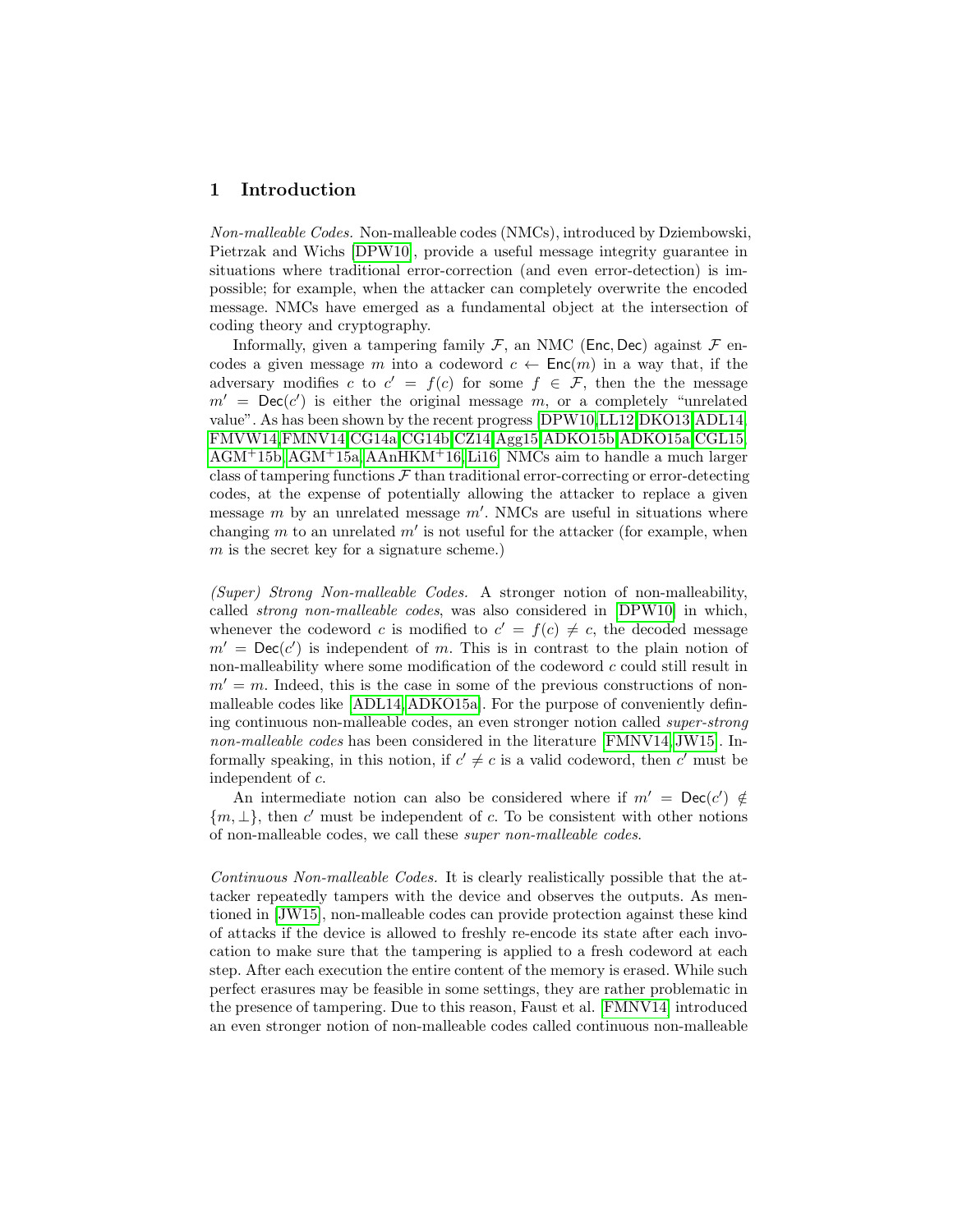## 1 Introduction

*Non-malleable Codes.* Non-malleable codes (NMCs), introduced by Dziembowski, Pietrzak and Wichs [DPW10], provide a useful message integrity guarantee in situations where traditional error-correction (and even error-detection) is impossible; for example, when the attacker can completely overwrite the encoded message. NMCs have emerged as a fundamental object at the intersection of coding theory and cryptography.

Informally, given a tampering family $\mathcal{F}$, an NMC $(\mathsf{Enc}, \mathsf{Dec})$ against $\mathcal{F}$ encodes a given message $m$ into a codeword $c \leftarrow \mathsf{Enc}(m)$ in a way that, if the adversary modifies $c$ to $c' = f(c)$ for some $f \in \mathcal{F}$, then the the message $m' = \mathsf{Dec}(c')$ is either the original message $m$, or a completely "unrelated value". As has been shown by the recent progress [DPW10,LL12,DKO13,ADL14, FMVW14,FMNV14,CG14a,CG14b,CZ14,Agg15,ADKO15b,ADKO15a,CGL15, AGM+15b,AGM+15a,AAnHKM+16,Li16] NMCs aim to handle a much larger class of tampering functions $\mathcal{F}$ than traditional error-correcting or error-detecting codes, at the expense of potentially allowing the attacker to replace a given message $m$ by an unrelated message $m'$. NMCs are useful in situations where changing $m$ to an unrelated $m'$ is not useful for the attacker (for example, when $m$ is the secret key for a signature scheme.)

*(Super) Strong Non-malleable Codes.* A stronger notion of non-malleability, called *strong non-malleable codes*, was also considered in [DPW10] in which, whenever the codeword $c$ is modified to $c' = f(c) \neq c$, the decoded message $m' = \mathsf{Dec}(c')$ is independent of $m$. This is in contrast to the plain notion of non-malleability where some modification of the codeword $c$ could still result in $m' = m$. Indeed, this is the case in some of the previous constructions of non-malleable codes like [ADL14,ADKO15a]. For the purpose of conveniently defining continuous non-malleable codes, an even stronger notion called *super-strong non-malleable codes* has been considered in the literature [FMNV14,JW15]. Informally speaking, in this notion, if $c' \neq c$ is a valid codeword, then $c'$ must be independent of $c$.

An intermediate notion can also be considered where if $m' = \mathsf{Dec}(c') \notin \{m, \perp\}$, then $c'$ must be independent of $c$. To be consistent with other notions of non-malleable codes, we call these *super non-malleable codes*.

*Continuous Non-malleable Codes.* It is clearly realistically possible that the attacker repeatedly tampers with the device and observes the outputs. As mentioned in [JW15], non-malleable codes can provide protection against these kind of attacks if the device is allowed to freshly re-encode its state after each invocation to make sure that the tampering is applied to a fresh codeword at each step. After each execution the entire content of the memory is erased. While such perfect erasures may be feasible in some settings, they are rather problematic in the presence of tampering. Due to this reason, Faust et al. [FMNV14] introduced an even stronger notion of non-malleable codes called continuous non-malleable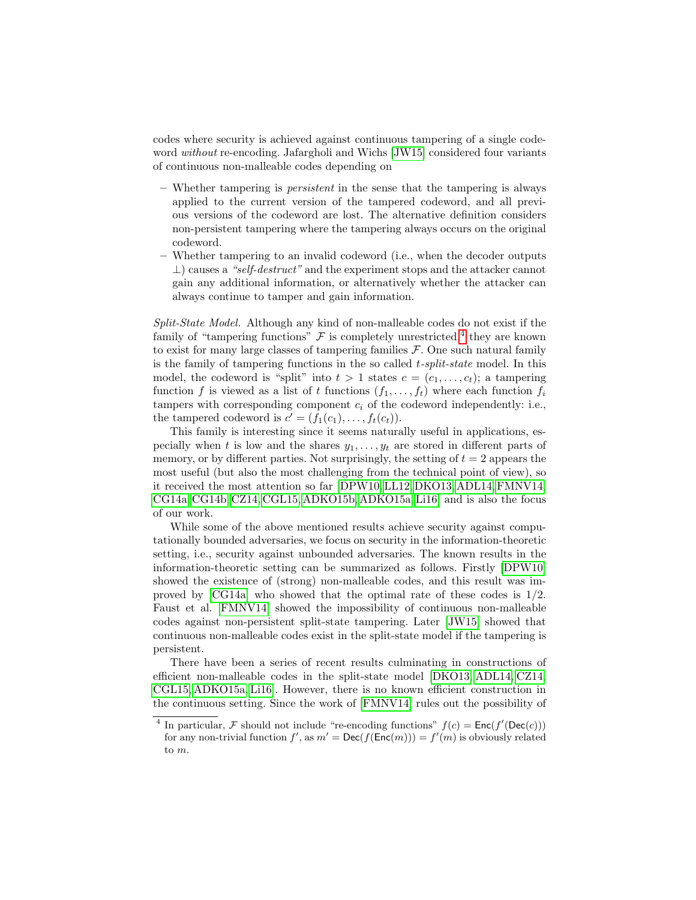codes where security is achieved against continuous tampering of a single codeword *without* re-encoding. Jafargholi and Wichs [JW15] considered four variants of continuous non-malleable codes depending on

- Whether tampering is *persistent* in the sense that the tampering is always applied to the current version of the tampered codeword, and all previous versions of the codeword are lost. The alternative definition considers non-persistent tampering where the tampering always occurs on the original codeword.
- Whether tampering to an invalid codeword (i.e., when the decoder outputs $\perp$) causes a *"self-destruct"* and the experiment stops and the attacker cannot gain any additional information, or alternatively whether the attacker can always continue to tamper and gain information.

*Split-State Model.* Although any kind of non-malleable codes do not exist if the family of "tampering functions" $\mathcal{F}$ is completely unrestricted,[4] they are known to exist for many large classes of tampering families $\mathcal{F}$. One such natural family is the family of tampering functions in the so called *t-split-state* model. In this model, the codeword is "split" into $t > 1$ states $c = (c_1, \ldots, c_t)$; a tampering function $f$ is viewed as a list of $t$ functions $(f_1, \ldots, f_t)$ where each function $f_i$ tampers with corresponding component $c_i$ of the codeword independently: i.e., the tampered codeword is $c' = (f_1(c_1), \ldots, f_t(c_t))$.

This family is interesting since it seems naturally useful in applications, especially when $t$ is low and the shares $y_1, \ldots, y_t$ are stored in different parts of memory, or by different parties. Not surprisingly, the setting of $t = 2$ appears the most useful (but also the most challenging from the technical point of view), so it received the most attention so far [DPW10, LL12, DKO13, ADL14, FMNV14, CG14a, CG14b, CZ14, CGL15, ADKO15b, ADKO15a, Li16] and is also the focus of our work.

While some of the above mentioned results achieve security against computationally bounded adversaries, we focus on security in the information-theoretic setting, i.e., security against unbounded adversaries. The known results in the information-theoretic setting can be summarized as follows. Firstly [DPW10] showed the existence of (strong) non-malleable codes, and this result was improved by [CG14a] who showed that the optimal rate of these codes is 1/2. Faust et al. [FMNV14] showed the impossibility of continuous non-malleable codes against non-persistent split-state tampering. Later [JW15] showed that continuous non-malleable codes exist in the split-state model if the tampering is persistent.

There have been a series of recent results culminating in constructions of efficient non-malleable codes in the split-state model [DKO13, ADL14, CZ14, CGL15, ADKO15a, Li16]. However, there is no known efficient construction in the continuous setting. Since the work of [FMNV14] rules out the possibility of

[4] In particular, $\mathcal{F}$ should not include "re-encoding functions" $f(c) = \mathsf{Enc}(f'(\mathsf{Dec}(c)))$ for any non-trivial function $f'$, as $m' = \mathsf{Dec}(f(\mathsf{Enc}(m))) = f'(m)$ is obviously related to $m$.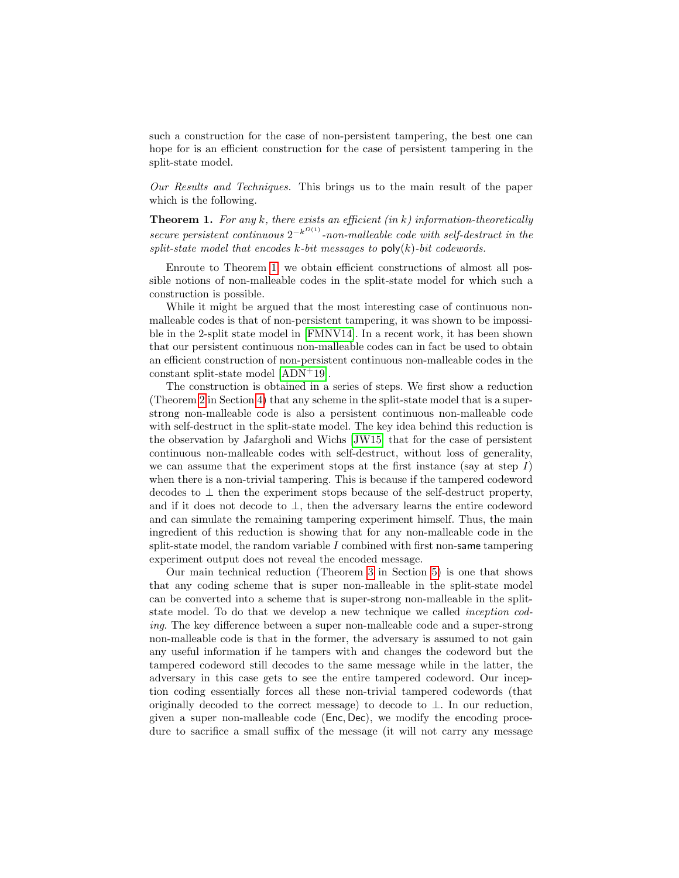such a construction for the case of non-persistent tampering, the best one can hope for is an efficient construction for the case of persistent tampering in the split-state model.

*Our Results and Techniques.* This brings us to the main result of the paper which is the following.

**Theorem 1.** *For any $k$, there exists an efficient (in $k$) information-theoretically secure persistent continuous $2^{-k^{\Omega(1)}}$-non-malleable code with self-destruct in the split-state model that encodes $k$-bit messages to $\mathsf{poly}(k)$-bit codewords.*

Enroute to Theorem 1, we obtain efficient constructions of almost all possible notions of non-malleable codes in the split-state model for which such a construction is possible.

While it might be argued that the most interesting case of continuous non-malleable codes is that of non-persistent tampering, it was shown to be impossible in the 2-split state model in [FMNV14]. In a recent work, it has been shown that our persistent continuous non-malleable codes can in fact be used to obtain an efficient construction of non-persistent continuous non-malleable codes in the constant split-state model [ADN+19].

The construction is obtained in a series of steps. We first show a reduction (Theorem 2 in Section 4) that any scheme in the split-state model that is a super-strong non-malleable code is also a persistent continuous non-malleable code with self-destruct in the split-state model. The key idea behind this reduction is the observation by Jafargholi and Wichs [JW15] that for the case of persistent continuous non-malleable codes with self-destruct, without loss of generality, we can assume that the experiment stops at the first instance (say at step $I$) when there is a non-trivial tampering. This is because if the tampered codeword decodes to $\perp$ then the experiment stops because of the self-destruct property, and if it does not decode to $\perp$, then the adversary learns the entire codeword and can simulate the remaining tampering experiment himself. Thus, the main ingredient of this reduction is showing that for any non-malleable code in the split-state model, the random variable $I$ combined with first non-$\mathsf{same}$ tampering experiment output does not reveal the encoded message.

Our main technical reduction (Theorem 3 in Section 5) is one that shows that any coding scheme that is super non-malleable in the split-state model can be converted into a scheme that is super-strong non-malleable in the split-state model. To do that we develop a new technique we called *inception coding*. The key difference between a super non-malleable code and a super-strong non-malleable code is that in the former, the adversary is assumed to not gain any useful information if he tampers with and changes the codeword but the tampered codeword still decodes to the same message while in the latter, the adversary in this case gets to see the entire tampered codeword. Our inception coding essentially forces all these non-trivial tampered codewords (that originally decoded to the correct message) to decode to $\perp$. In our reduction, given a super non-malleable code $(\mathsf{Enc}, \mathsf{Dec})$, we modify the encoding procedure to sacrifice a small suffix of the message (it will not carry any message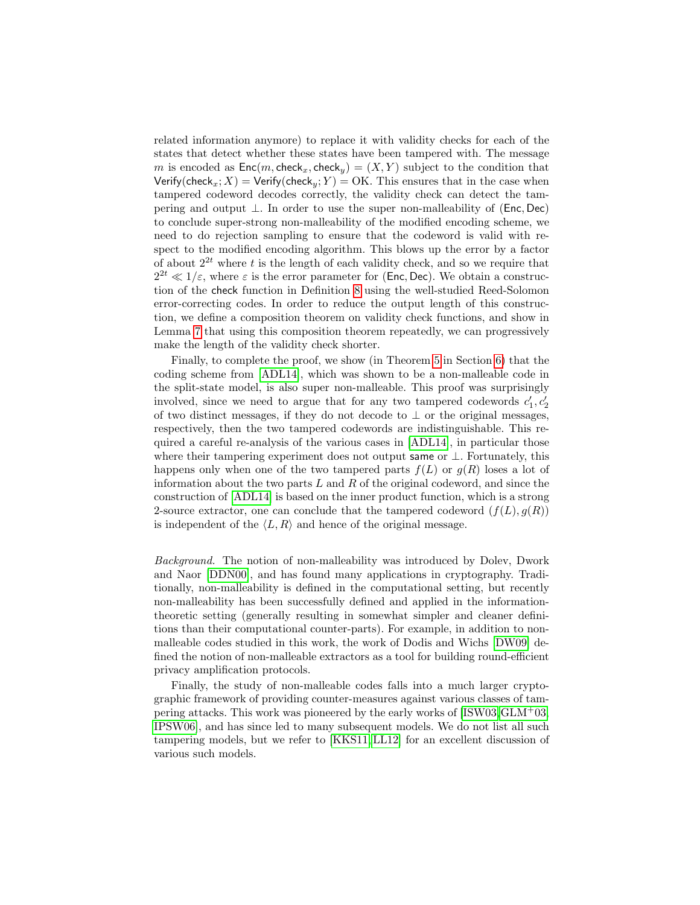related information anymore) to replace it with validity checks for each of the states that detect whether these states have been tampered with. The message $m$ is encoded as $\mathsf{Enc}(m, \mathsf{check}_x, \mathsf{check}_y) = (X, Y)$ subject to the condition that $\mathsf{Verify}(\mathsf{check}_x; X) = \mathsf{Verify}(\mathsf{check}_y; Y) = \mathrm{OK}$. This ensures that in the case when tampered codeword decodes correctly, the validity check can detect the tampering and output $\perp$. In order to use the super non-malleability of $(\mathsf{Enc}, \mathsf{Dec})$ to conclude super-strong non-malleability of the modified encoding scheme, we need to do rejection sampling to ensure that the codeword is valid with respect to the modified encoding algorithm. This blows up the error by a factor of about $2^{2t}$ where $t$ is the length of each validity check, and so we require that $2^{2t} \ll 1/\varepsilon$, where $\varepsilon$ is the error parameter for $(\mathsf{Enc}, \mathsf{Dec})$. We obtain a construction of the check function in Definition 8 using the well-studied Reed-Solomon error-correcting codes. In order to reduce the output length of this construction, we define a composition theorem on validity check functions, and show in Lemma 7 that using this composition theorem repeatedly, we can progressively make the length of the validity check shorter.

Finally, to complete the proof, we show (in Theorem 5 in Section 6) that the coding scheme from [ADL14], which was shown to be a non-malleable code in the split-state model, is also super non-malleable. This proof was surprisingly involved, since we need to argue that for any two tampered codewords $c_1', c_2'$ of two distinct messages, if they do not decode to $\perp$ or the original messages, respectively, then the two tampered codewords are indistinguishable. This required a careful re-analysis of the various cases in [ADL14], in particular those where their tampering experiment does not output $\mathsf{same}$ or $\perp$. Fortunately, this happens only when one of the two tampered parts $f(L)$ or $g(R)$ loses a lot of information about the two parts $L$ and $R$ of the original codeword, and since the construction of [ADL14] is based on the inner product function, which is a strong 2-source extractor, one can conclude that the tampered codeword $(f(L), g(R))$ is independent of the $\langle L, R\rangle$ and hence of the original message.

*Background.* The notion of non-malleability was introduced by Dolev, Dwork and Naor [DDN00], and has found many applications in cryptography. Traditionally, non-malleability is defined in the computational setting, but recently non-malleability has been successfully defined and applied in the information-theoretic setting (generally resulting in somewhat simpler and cleaner definitions than their computational counter-parts). For example, in addition to non-malleable codes studied in this work, the work of Dodis and Wichs [DW09] defined the notion of non-malleable extractors as a tool for building round-efficient privacy amplification protocols.

Finally, the study of non-malleable codes falls into a much larger cryptographic framework of providing counter-measures against various classes of tampering attacks. This work was pioneered by the early works of [ISW03, GLM+03, IPSW06], and has since led to many subsequent models. We do not list all such tampering models, but we refer to [KKS11, LL12] for an excellent discussion of various such models.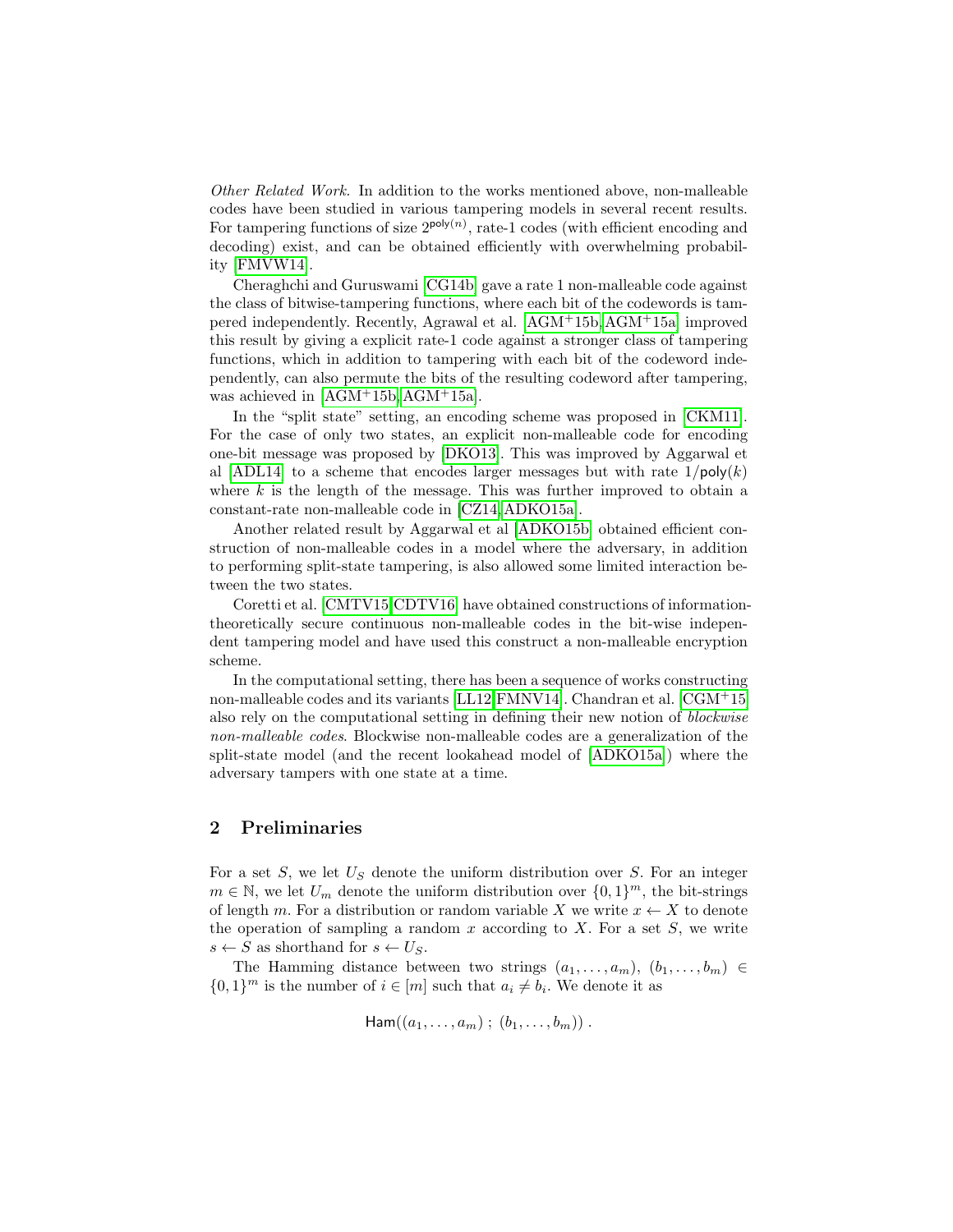*Other Related Work.* In addition to the works mentioned above, non-malleable codes have been studied in various tampering models in several recent results. For tampering functions of size $2^{\mathsf{poly}(n)}$, rate-1 codes (with efficient encoding and decoding) exist, and can be obtained efficiently with overwhelming probability [FMVW14].

Cheraghchi and Guruswami [CG14b] gave a rate 1 non-malleable code against the class of bitwise-tampering functions, where each bit of the codewords is tampered independently. Recently, Agrawal et al. [AGM+15b,AGM+15a] improved this result by giving a explicit rate-1 code against a stronger class of tampering functions, which in addition to tampering with each bit of the codeword independently, can also permute the bits of the resulting codeword after tampering, was achieved in [AGM+15b,AGM+15a].

In the "split state" setting, an encoding scheme was proposed in [CKM11]. For the case of only two states, an explicit non-malleable code for encoding one-bit message was proposed by [DKO13]. This was improved by Aggarwal et al [ADL14] to a scheme that encodes larger messages but with rate $1/\mathsf{poly}(k)$ where $k$ is the length of the message. This was further improved to obtain a constant-rate non-malleable code in [CZ14,ADKO15a].

Another related result by Aggarwal et al [ADKO15b] obtained efficient construction of non-malleable codes in a model where the adversary, in addition to performing split-state tampering, is also allowed some limited interaction between the two states.

Coretti et al. [CMTV15,CDTV16] have obtained constructions of information-theoretically secure continuous non-malleable codes in the bit-wise independent tampering model and have used this construct a non-malleable encryption scheme.

In the computational setting, there has been a sequence of works constructing non-malleable codes and its variants [LL12,FMNV14]. Chandran et al. [CGM+15] also rely on the computational setting in defining their new notion of *blockwise non-malleable codes*. Blockwise non-malleable codes are a generalization of the split-state model (and the recent lookahead model of [ADKO15a]) where the adversary tampers with one state at a time.

## 2 Preliminaries

For a set $S$, we let $U_S$ denote the uniform distribution over $S$. For an integer $m \in \mathbb{N}$, we let $U_m$ denote the uniform distribution over $\{0,1\}^m$, the bit-strings of length $m$. For a distribution or random variable $X$ we write $x \leftarrow X$ to denote the operation of sampling a random $x$ according to $X$. For a set $S$, we write $s \leftarrow S$ as shorthand for $s \leftarrow U_S$.

The Hamming distance between two strings $(a_1, \ldots, a_m)$, $(b_1, \ldots, b_m) \in \{0,1\}^m$ is the number of $i \in [m]$ such that $a_i \neq b_i$. We denote it as

$$\mathsf{Ham}((a_1, \ldots, a_m)\ ;\ (b_1, \ldots, b_m))\ .$$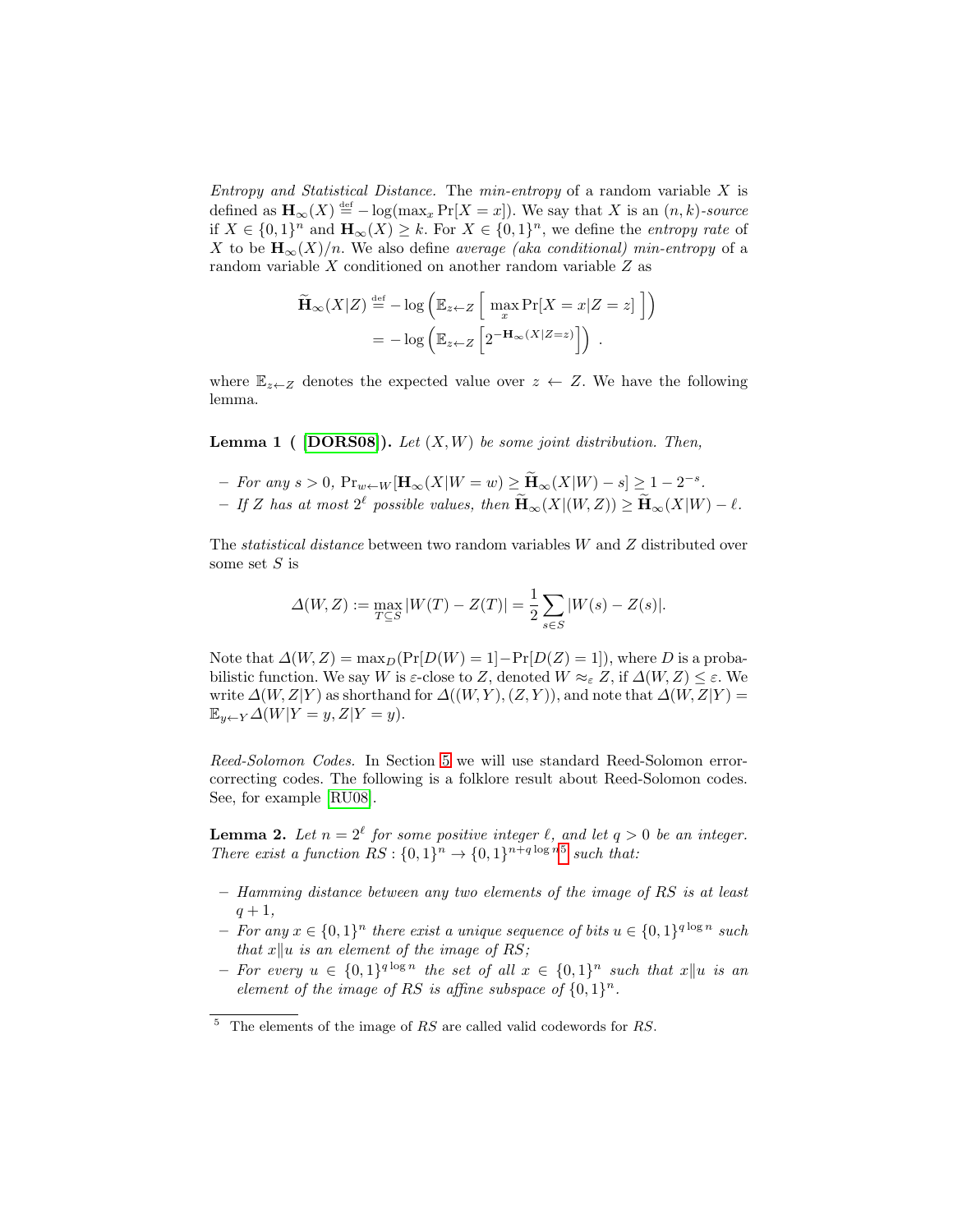*Entropy and Statistical Distance.* The *min-entropy* of a random variable $X$ is defined as $\mathbf{H}_\infty(X) \stackrel{\text{def}}{=} -\log(\max_x \Pr[X = x])$. We say that $X$ is an $(n, k)$*-source* if $X \in \{0,1\}^n$ and $\mathbf{H}_\infty(X) \geq k$. For $X \in \{0,1\}^n$, we define the *entropy rate* of $X$ to be $\mathbf{H}_\infty(X)/n$. We also define *average (aka conditional) min-entropy* of a random variable $X$ conditioned on another random variable $Z$ as

$$\begin{aligned}\widetilde{\mathbf{H}}_\infty(X|Z) &\stackrel{\text{def}}{=} -\log\left(\mathbb{E}_{z \leftarrow Z}\left[\, \max_x \Pr[X = x | Z = z] \,\right]\right) \\ &= -\log\left(\mathbb{E}_{z \leftarrow Z}\left[2^{-\mathbf{H}_\infty(X|Z=z)}\right]\right) \,.\end{aligned}$$

where $\mathbb{E}_{z \leftarrow Z}$ denotes the expected value over $z \leftarrow Z$. We have the following lemma.

**Lemma 1 ( [DORS08]).** *Let $(X, W)$ be some joint distribution. Then,*

- *For any $s > 0$, $\Pr_{w \leftarrow W}[\mathbf{H}_\infty(X|W = w) \geq \widetilde{\mathbf{H}}_\infty(X|W) - s] \geq 1 - 2^{-s}$.*
- *If $Z$ has at most $2^\ell$ possible values, then $\widetilde{\mathbf{H}}_\infty(X|(W, Z)) \geq \widetilde{\mathbf{H}}_\infty(X|W) - \ell$.*

The *statistical distance* between two random variables $W$ and $Z$ distributed over some set $S$ is

$$\Delta(W, Z) := \max_{T \subseteq S} |W(T) - Z(T)| = \frac{1}{2}\sum_{s \in S} |W(s) - Z(s)|.$$

Note that $\Delta(W, Z) = \max_D(\Pr[D(W) = 1] - \Pr[D(Z) = 1])$, where $D$ is a probabilistic function. We say $W$ is $\varepsilon$-close to $Z$, denoted $W \approx_\varepsilon Z$, if $\Delta(W, Z) \leq \varepsilon$. We write $\Delta(W, Z|Y)$ as shorthand for $\Delta((W, Y), (Z, Y))$, and note that $\Delta(W, Z|Y) = \mathbb{E}_{y \leftarrow Y}\Delta(W|Y = y, Z|Y = y)$.

*Reed-Solomon Codes.* In Section 5 we will use standard Reed-Solomon error-correcting codes. The following is a folklore result about Reed-Solomon codes. See, for example [RU08].

**Lemma 2.** *Let $n = 2^\ell$ for some positive integer $\ell$, and let $q > 0$ be an integer. There exist a function $RS : \{0,1\}^n \to \{0,1\}^{n+q\log n}$[5] such that:*

- *Hamming distance between any two elements of the image of $RS$ is at least $q + 1$,*
- *For any $x \in \{0,1\}^n$ there exist a unique sequence of bits $u \in \{0,1\}^{q\log n}$ such that $x\|u$ is an element of the image of $RS$;*
- *For every $u \in \{0,1\}^{q\log n}$ the set of all $x \in \{0,1\}^n$ such that $x\|u$ is an element of the image of $RS$ is affine subspace of $\{0,1\}^n$.*

[5] The elements of the image of $RS$ are called valid codewords for $RS$.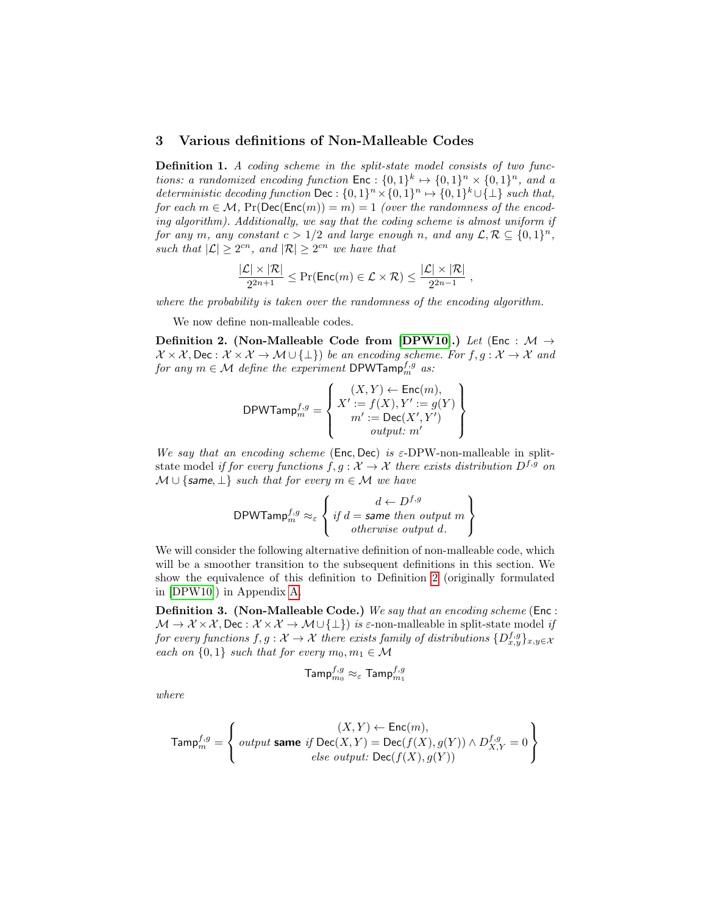## 3 Various definitions of Non-Malleable Codes

**Definition 1.** *A coding scheme in the split-state model consists of two functions: a randomized encoding function* $\mathsf{Enc} : \{0,1\}^k \mapsto \{0,1\}^n \times \{0,1\}^n$*, and a deterministic decoding function* $\mathsf{Dec} : \{0,1\}^n \times \{0,1\}^n \mapsto \{0,1\}^k \cup \{\perp\}$ *such that, for each* $m \in \mathcal{M}$*,* $\Pr(\mathsf{Dec}(\mathsf{Enc}(m)) = m) = 1$ *(over the randomness of the encoding algorithm). Additionally, we say that the coding scheme is almost uniform if for any* $m$*, any constant* $c > 1/2$ *and large enough* $n$*, and any* $\mathcal{L}, \mathcal{R} \subseteq \{0,1\}^n$*, such that* $|\mathcal{L}| \geq 2^{cn}$*, and* $|\mathcal{R}| \geq 2^{cn}$ *we have that*

$$\frac{|\mathcal{L}| \times |\mathcal{R}|}{2^{2n+1}} \leq \Pr(\mathsf{Enc}(m) \in \mathcal{L} \times \mathcal{R}) \leq \frac{|\mathcal{L}| \times |\mathcal{R}|}{2^{2n-1}} ,$$

*where the probability is taken over the randomness of the encoding algorithm.*

We now define non-malleable codes.

**Definition 2. (Non-Malleable Code from [DPW10].)** *Let* $(\mathsf{Enc} : \mathcal{M} \to \mathcal{X} \times \mathcal{X}, \mathsf{Dec} : \mathcal{X} \times \mathcal{X} \to \mathcal{M} \cup \{\perp\})$ *be an encoding scheme. For* $f, g : \mathcal{X} \to \mathcal{X}$ *and for any* $m \in \mathcal{M}$ *define the experiment* $\mathsf{DPWTamp}_m^{f,g}$ *as:*

$$\mathsf{DPWTamp}_m^{f,g} = \left\{ \begin{array}{c} (X, Y) \leftarrow \mathsf{Enc}(m), \\ X' := f(X), Y' := g(Y) \\ m' := \mathsf{Dec}(X', Y') \\ \textit{output: } m' \end{array} \right\}$$

*We say that an encoding scheme* $(\mathsf{Enc}, \mathsf{Dec})$ *is* $\varepsilon$-DPW-non-malleable in split-state model *if for every functions* $f, g : \mathcal{X} \to \mathcal{X}$ *there exists distribution* $D^{f,g}$ *on* $\mathcal{M} \cup \{\mathsf{same}, \perp\}$ *such that for every* $m \in \mathcal{M}$ *we have*

$$\mathsf{DPWTamp}_m^{f,g} \approx_\varepsilon \left\{ \begin{array}{c} d \leftarrow D^{f,g} \\ \textit{if } d = \mathsf{same} \textit{ then output } m \\ \textit{otherwise output } d. \end{array} \right\}$$

We will consider the following alternative definition of non-malleable code, which will be a smoother transition to the subsequent definitions in this section. We show the equivalence of this definition to Definition 2 (originally formulated in [DPW10]) in Appendix A.

**Definition 3. (Non-Malleable Code.)** *We say that an encoding scheme* $(\mathsf{Enc} : \mathcal{M} \to \mathcal{X} \times \mathcal{X}, \mathsf{Dec} : \mathcal{X} \times \mathcal{X} \to \mathcal{M} \cup \{\perp\})$ *is* $\varepsilon$-non-malleable in split-state model *if for every functions* $f, g : \mathcal{X} \to \mathcal{X}$ *there exists family of distributions* $\{D_{x,y}^{f,g}\}_{x,y \in \mathcal{X}}$ *each on* $\{0,1\}$ *such that for every* $m_0, m_1 \in \mathcal{M}$

$$\mathsf{Tamp}_{m_0}^{f,g} \approx_\varepsilon \mathsf{Tamp}_{m_1}^{f,g}$$

*where*

$$\mathsf{Tamp}_m^{f,g} = \left\{ \begin{array}{c} (X, Y) \leftarrow \mathsf{Enc}(m), \\ \textit{output } \mathbf{same} \textit{ if } \mathsf{Dec}(X, Y) = \mathsf{Dec}(f(X), g(Y)) \wedge D_{X,Y}^{f,g} = 0 \\ \textit{else output: } \mathsf{Dec}(f(X), g(Y)) \end{array} \right\}$$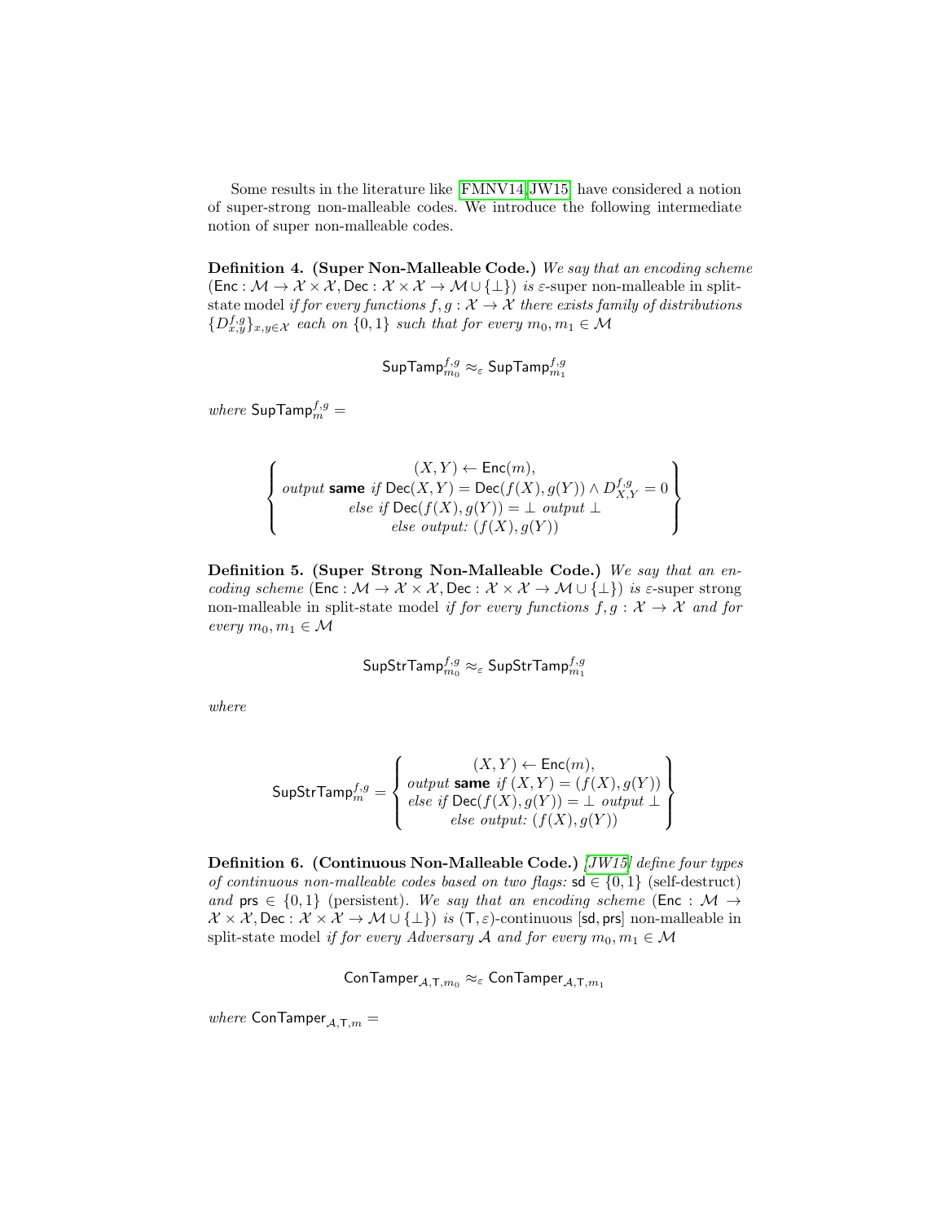Some results in the literature like [FMNV14,JW15] have considered a notion of super-strong non-malleable codes. We introduce the following intermediate notion of super non-malleable codes.

**Definition 4. (Super Non-Malleable Code.)** *We say that an encoding scheme* $(\mathsf{Enc} : \mathcal{M} \to \mathcal{X} \times \mathcal{X}, \mathsf{Dec} : \mathcal{X} \times \mathcal{X} \to \mathcal{M} \cup \{\perp\})$ *is* $\varepsilon$-super non-malleable in split-state model *if for every functions* $f, g : \mathcal{X} \to \mathcal{X}$ *there exists family of distributions* $\{D^{f,g}_{x,y}\}_{x,y \in \mathcal{X}}$ *each on* $\{0, 1\}$ *such that for every* $m_0, m_1 \in \mathcal{M}$

$$\mathsf{SupTamp}^{f,g}_{m_0} \approx_\varepsilon \mathsf{SupTamp}^{f,g}_{m_1}$$

*where* $\mathsf{SupTamp}^{f,g}_{m} =$

$$\left\{ \begin{array}{c} (X, Y) \leftarrow \mathsf{Enc}(m), \\ \textit{output } \textbf{same} \textit{ if } \mathsf{Dec}(X, Y) = \mathsf{Dec}(f(X), g(Y)) \wedge D^{f,g}_{X,Y} = 0 \\ \textit{else if } \mathsf{Dec}(f(X), g(Y)) = \perp \textit{ output } \perp \\ \textit{else output: } (f(X), g(Y)) \end{array} \right\}$$

**Definition 5. (Super Strong Non-Malleable Code.)** *We say that an encoding scheme* $(\mathsf{Enc} : \mathcal{M} \to \mathcal{X} \times \mathcal{X}, \mathsf{Dec} : \mathcal{X} \times \mathcal{X} \to \mathcal{M} \cup \{\perp\})$ *is* $\varepsilon$-super strong non-malleable in split-state model *if for every functions* $f, g : \mathcal{X} \to \mathcal{X}$ *and for every* $m_0, m_1 \in \mathcal{M}$

$$\mathsf{SupStrTamp}^{f,g}_{m_0} \approx_\varepsilon \mathsf{SupStrTamp}^{f,g}_{m_1}$$

*where*

$$\mathsf{SupStrTamp}^{f,g}_{m} = \left\{ \begin{array}{c} (X, Y) \leftarrow \mathsf{Enc}(m), \\ \textit{output } \textbf{same} \textit{ if } (X, Y) = (f(X), g(Y)) \\ \textit{else if } \mathsf{Dec}(f(X), g(Y)) = \perp \textit{ output } \perp \\ \textit{else output: } (f(X), g(Y)) \end{array} \right\}$$

**Definition 6. (Continuous Non-Malleable Code.)** *[JW15] define four types of continuous non-malleable codes based on two flags:* $\mathsf{sd} \in \{0, 1\}$ (self-destruct) *and* $\mathsf{prs} \in \{0, 1\}$ (persistent). *We say that an encoding scheme* $(\mathsf{Enc} : \mathcal{M} \to \mathcal{X} \times \mathcal{X}, \mathsf{Dec} : \mathcal{X} \times \mathcal{X} \to \mathcal{M} \cup \{\perp\})$ *is* $(\mathsf{T}, \varepsilon)$-continuous $[\mathsf{sd}, \mathsf{prs}]$ non-malleable in split-state model *if for every Adversary* $\mathcal{A}$ *and for every* $m_0, m_1 \in \mathcal{M}$

$$\mathsf{ConTamper}_{\mathcal{A},\mathsf{T},m_0} \approx_\varepsilon \mathsf{ConTamper}_{\mathcal{A},\mathsf{T},m_1}$$

*where* $\mathsf{ConTamper}_{\mathcal{A},\mathsf{T},m} =$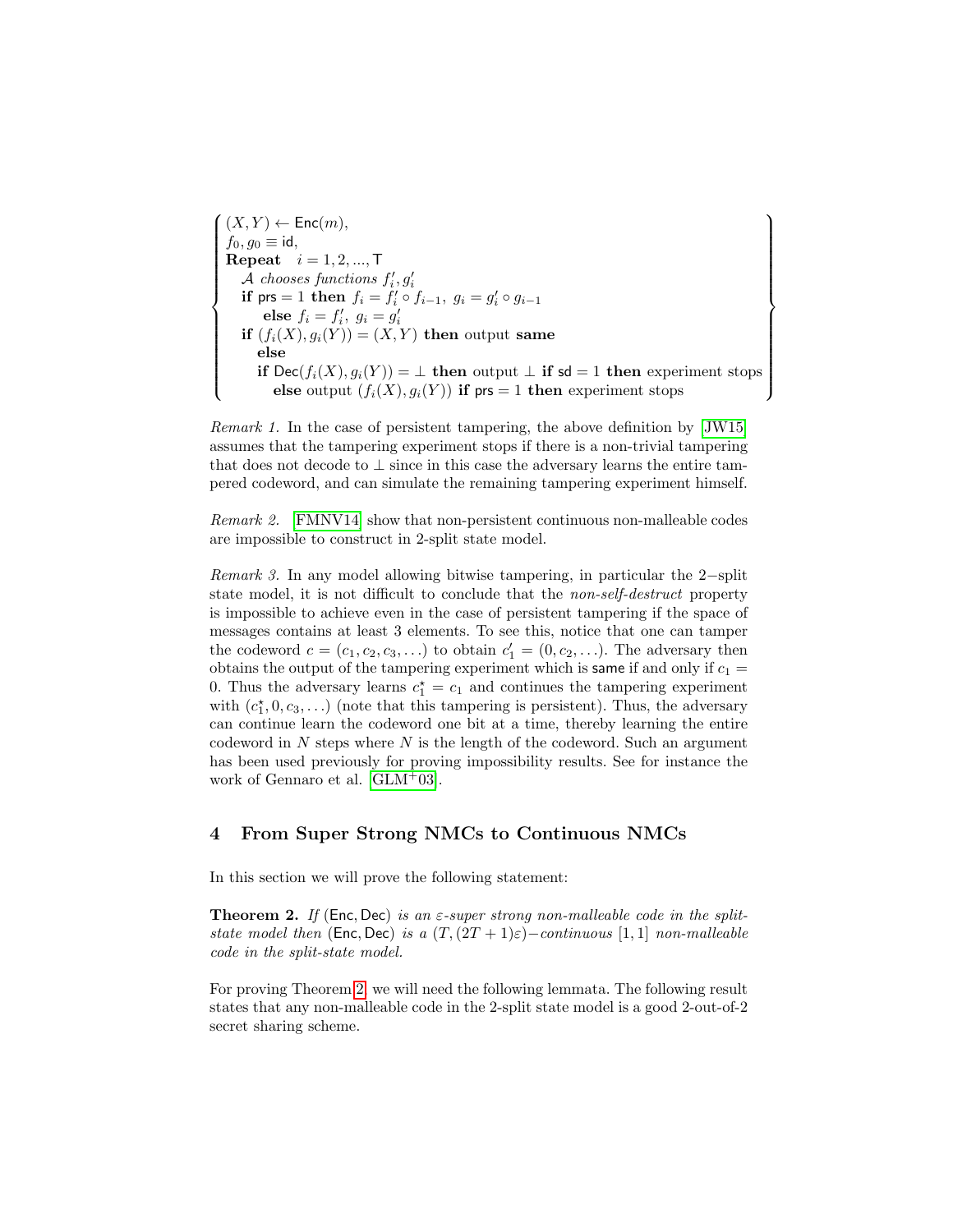$$
\left\{
\begin{array}{l}
(X,Y) \leftarrow \mathsf{Enc}(m), \\
f_0, g_0 \equiv \mathsf{id}, \\
\textbf{Repeat} \quad i = 1, 2, ..., \mathsf{T} \\
\quad \mathcal{A} \textit{ chooses functions } f'_i, g'_i \\
\quad \textbf{if } \mathsf{prs} = 1 \textbf{ then } f_i = f'_i \circ f_{i-1},\ g_i = g'_i \circ g_{i-1} \\
\quad\quad \textbf{else } f_i = f'_i,\ g_i = g'_i \\
\quad \textbf{if } (f_i(X), g_i(Y)) = (X,Y) \textbf{ then} \text{ output } \textbf{same} \\
\quad\quad \textbf{else} \\
\quad\quad \textbf{if } \mathsf{Dec}(f_i(X), g_i(Y)) = \perp \textbf{ then} \text{ output } \perp \textbf{ if } \mathsf{sd} = 1 \textbf{ then} \text{ experiment stops} \\
\quad\quad\quad \textbf{else} \text{ output } (f_i(X), g_i(Y)) \textbf{ if } \mathsf{prs} = 1 \textbf{ then} \text{ experiment stops}
\end{array}
\right\}
$$

*Remark 1.* In the case of persistent tampering, the above definition by [JW15] assumes that the tampering experiment stops if there is a non-trivial tampering that does not decode to $\perp$ since in this case the adversary learns the entire tampered codeword, and can simulate the remaining tampering experiment himself.

*Remark 2.* [FMNV14] show that non-persistent continuous non-malleable codes are impossible to construct in 2-split state model.

*Remark 3.* In any model allowing bitwise tampering, in particular the 2−split state model, it is not difficult to conclude that the *non-self-destruct* property is impossible to achieve even in the case of persistent tampering if the space of messages contains at least 3 elements. To see this, notice that one can tamper the codeword $c = (c_1, c_2, c_3, \ldots)$ to obtain $c'_1 = (0, c_2, \ldots)$. The adversary then obtains the output of the tampering experiment which is $\mathsf{same}$ if and only if $c_1 = 0$. Thus the adversary learns $c^\star_1 = c_1$ and continues the tampering experiment with $(c^\star_1, 0, c_3, \ldots)$ (note that this tampering is persistent). Thus, the adversary can continue learn the codeword one bit at a time, thereby learning the entire codeword in $N$ steps where $N$ is the length of the codeword. Such an argument has been used previously for proving impossibility results. See for instance the work of Gennaro et al. [GLM+03].

## 4 From Super Strong NMCs to Continuous NMCs

In this section we will prove the following statement:

**Theorem 2.** *If* $(\mathsf{Enc}, \mathsf{Dec})$ *is an* $\varepsilon$*-super strong non-malleable code in the split-state model then* $(\mathsf{Enc}, \mathsf{Dec})$ *is a* $(T, (2T+1)\varepsilon)-$*continuous* $[1, 1]$ *non-malleable code in the split-state model.*

For proving Theorem 2, we will need the following lemmata. The following result states that any non-malleable code in the 2-split state model is a good 2-out-of-2 secret sharing scheme.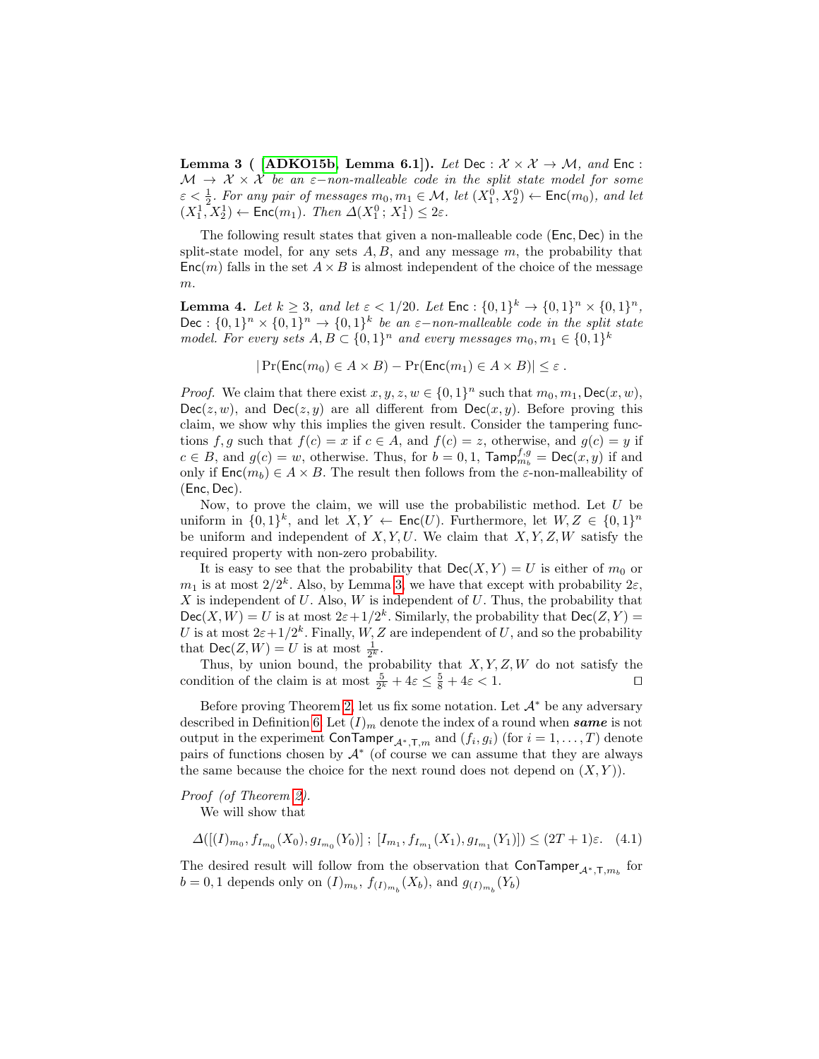**Lemma 3 ( [ADKO15b, Lemma 6.1]).** *Let* $\mathsf{Dec} : \mathcal{X} \times \mathcal{X} \to \mathcal{M}$*, and* $\mathsf{Enc} : \mathcal{M} \to \mathcal{X} \times \mathcal{X}$ *be an* $\varepsilon-$*non-malleable code in the split state model for some* $\varepsilon < \frac{1}{2}$*. For any pair of messages* $m_0, m_1 \in \mathcal{M}$*, let* $(X_1^0, X_2^0) \leftarrow \mathsf{Enc}(m_0)$*, and let* $(X_1^1, X_2^1) \leftarrow \mathsf{Enc}(m_1)$*. Then* $\Delta(X_1^0 ; X_1^1) \leq 2\varepsilon$*.*

The following result states that given a non-malleable code $(\mathsf{Enc}, \mathsf{Dec})$ in the split-state model, for any sets $A, B$, and any message $m$, the probability that $\mathsf{Enc}(m)$ falls in the set $A \times B$ is almost independent of the choice of the message $m$.

**Lemma 4.** *Let* $k \geq 3$*, and let* $\varepsilon < 1/20$*. Let* $\mathsf{Enc} : \{0,1\}^k \to \{0,1\}^n \times \{0,1\}^n$*,* $\mathsf{Dec} : \{0,1\}^n \times \{0,1\}^n \to \{0,1\}^k$ *be an* $\varepsilon-$*non-malleable code in the split state model. For every sets* $A, B \subset \{0,1\}^n$ *and every messages* $m_0, m_1 \in \{0,1\}^k$

$$|\Pr(\mathsf{Enc}(m_0) \in A \times B) - \Pr(\mathsf{Enc}(m_1) \in A \times B)| \leq \varepsilon \; .$$

*Proof.* We claim that there exist $x, y, z, w \in \{0,1\}^n$ such that $m_0, m_1, \mathsf{Dec}(x, w)$, $\mathsf{Dec}(z, w)$, and $\mathsf{Dec}(z, y)$ are all different from $\mathsf{Dec}(x, y)$. Before proving this claim, we show why this implies the given result. Consider the tampering functions $f, g$ such that $f(c) = x$ if $c \in A$, and $f(c) = z$, otherwise, and $g(c) = y$ if $c \in B$, and $g(c) = w$, otherwise. Thus, for $b = 0, 1$, $\mathsf{Tamp}_{m_b}^{f,g} = \mathsf{Dec}(x, y)$ if and only if $\mathsf{Enc}(m_b) \in A \times B$. The result then follows from the $\varepsilon$-non-malleability of $(\mathsf{Enc}, \mathsf{Dec})$.

Now, to prove the claim, we will use the probabilistic method. Let $U$ be uniform in $\{0,1\}^k$, and let $X, Y \leftarrow \mathsf{Enc}(U)$. Furthermore, let $W, Z \in \{0,1\}^n$ be uniform and independent of $X, Y, U$. We claim that $X, Y, Z, W$ satisfy the required property with non-zero probability.

It is easy to see that the probability that $\mathsf{Dec}(X, Y) = U$ is either of $m_0$ or $m_1$ is at most $2/2^k$. Also, by Lemma 3, we have that except with probability $2\varepsilon$, $X$ is independent of $U$. Also, $W$ is independent of $U$. Thus, the probability that $\mathsf{Dec}(X, W) = U$ is at most $2\varepsilon + 1/2^k$. Similarly, the probability that $\mathsf{Dec}(Z, Y) = U$ is at most $2\varepsilon + 1/2^k$. Finally, $W, Z$ are independent of $U$, and so the probability that $\mathsf{Dec}(Z, W) = U$ is at most $\frac{1}{2^k}$.

Thus, by union bound, the probability that $X, Y, Z, W$ do not satisfy the condition of the claim is at most $\frac{5}{2^k} + 4\varepsilon \leq \frac{5}{8} + 4\varepsilon < 1$. $\square$

Before proving Theorem 2, let us fix some notation. Let $\mathcal{A}^*$ be any adversary described in Definition 6. Let $(I)_m$ denote the index of a round when ***same*** is not output in the experiment $\mathsf{ConTamper}_{\mathcal{A}^*,\mathsf{T},m}$ and $(f_i, g_i)$ (for $i = 1, \ldots, T$) denote pairs of functions chosen by $\mathcal{A}^*$ (of course we can assume that they are always the same because the choice for the next round does not depend on $(X, Y)$).

*Proof (of Theorem 2).*

We will show that

$$\Delta([(I)_{m_0}, f_{I_{m_0}}(X_0), g_{I_{m_0}}(Y_0)] \; ; \; [I_{m_1}, f_{I_{m_1}}(X_1), g_{I_{m_1}}(Y_1)]) \leq (2T + 1)\varepsilon. \quad (4.1)$$

The desired result will follow from the observation that $\mathsf{ConTamper}_{\mathcal{A}^*,\mathsf{T},m_b}$ for $b = 0, 1$ depends only on $(I)_{m_b}$, $f_{(I)_{m_b}}(X_b)$, and $g_{(I)_{m_b}}(Y_b)$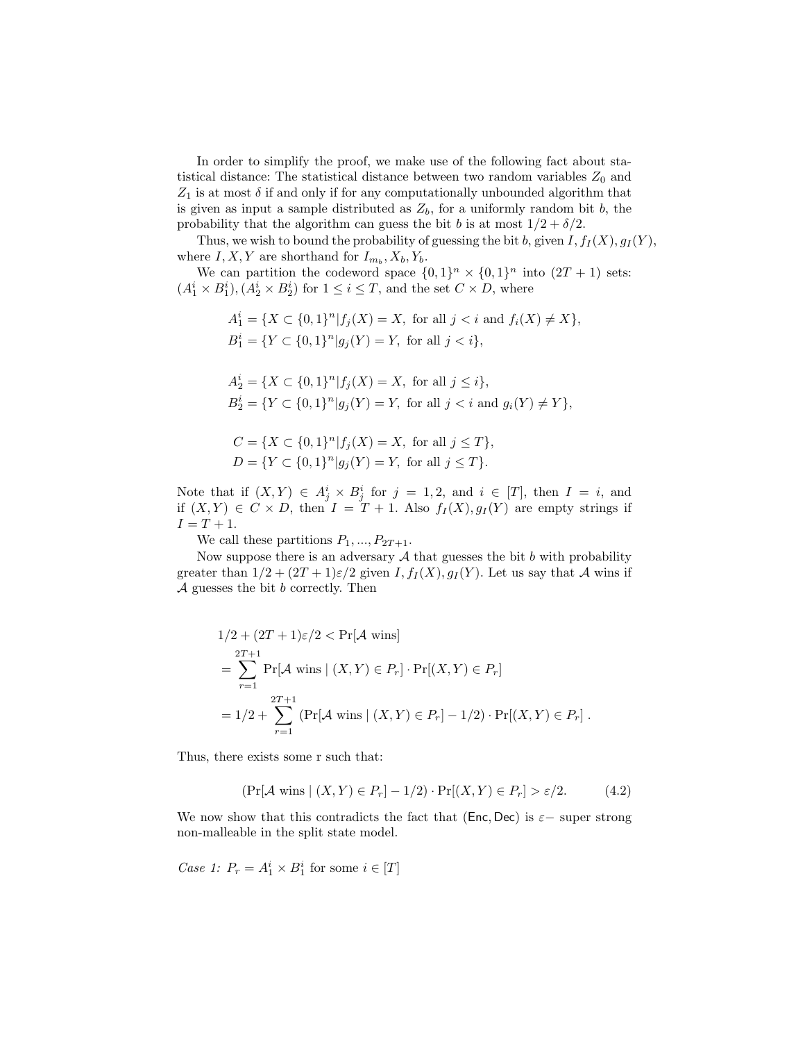In order to simplify the proof, we make use of the following fact about statistical distance: The statistical distance between two random variables $Z_0$ and $Z_1$ is at most $\delta$ if and only if for any computationally unbounded algorithm that is given as input a sample distributed as $Z_b$, for a uniformly random bit $b$, the probability that the algorithm can guess the bit $b$ is at most $1/2 + \delta/2$.

Thus, we wish to bound the probability of guessing the bit $b$, given $I, f_I(X), g_I(Y)$, where $I, X, Y$ are shorthand for $I_{m_b}, X_b, Y_b$.

We can partition the codeword space $\{0,1\}^n \times \{0,1\}^n$ into $(2T+1)$ sets: $(A_1^i \times B_1^i), (A_2^i \times B_2^i)$ for $1 \leq i \leq T$, and the set $C \times D$, where

$$A_1^i = \{X \subset \{0,1\}^n | f_j(X) = X, \text{ for all } j < i \text{ and } f_i(X) \neq X\},$$
$$B_1^i = \{Y \subset \{0,1\}^n | g_j(Y) = Y, \text{ for all } j < i\},$$

$$A_2^i = \{X \subset \{0,1\}^n | f_j(X) = X, \text{ for all } j \leq i\},$$
$$B_2^i = \{Y \subset \{0,1\}^n | g_j(Y) = Y, \text{ for all } j < i \text{ and } g_i(Y) \neq Y\},$$

$$C = \{X \subset \{0,1\}^n | f_j(X) = X, \text{ for all } j \leq T\},$$
$$D = \{Y \subset \{0,1\}^n | g_j(Y) = Y, \text{ for all } j \leq T\}.$$

Note that if $(X,Y) \in A_j^i \times B_j^i$ for $j = 1,2$, and $i \in [T]$, then $I = i$, and if $(X,Y) \in C \times D$, then $I = T+1$. Also $f_I(X), g_I(Y)$ are empty strings if $I = T+1$.

We call these partitions $P_1, ..., P_{2T+1}$.

Now suppose there is an adversary $\mathcal{A}$ that guesses the bit $b$ with probability greater than $1/2 + (2T+1)\varepsilon/2$ given $I, f_I(X), g_I(Y)$. Let us say that $\mathcal{A}$ wins if $\mathcal{A}$ guesses the bit $b$ correctly. Then

$$\begin{aligned}
&1/2 + (2T+1)\varepsilon/2 < \Pr[\mathcal{A} \text{ wins}] \\
&= \sum_{r=1}^{2T+1} \Pr[\mathcal{A} \text{ wins} \mid (X,Y) \in P_r] \cdot \Pr[(X,Y) \in P_r] \\
&= 1/2 + \sum_{r=1}^{2T+1} (\Pr[\mathcal{A} \text{ wins} \mid (X,Y) \in P_r] - 1/2) \cdot \Pr[(X,Y) \in P_r] \,.
\end{aligned}$$

Thus, there exists some r such that:

$$(\Pr[\mathcal{A} \text{ wins} \mid (X,Y) \in P_r] - 1/2) \cdot \Pr[(X,Y) \in P_r] > \varepsilon/2. \tag{4.2}$$

We now show that this contradicts the fact that $(\mathsf{Enc}, \mathsf{Dec})$ is $\varepsilon-$ super strong non-malleable in the split state model.

*Case 1:* $P_r = A_1^i \times B_1^i$ for some $i \in [T]$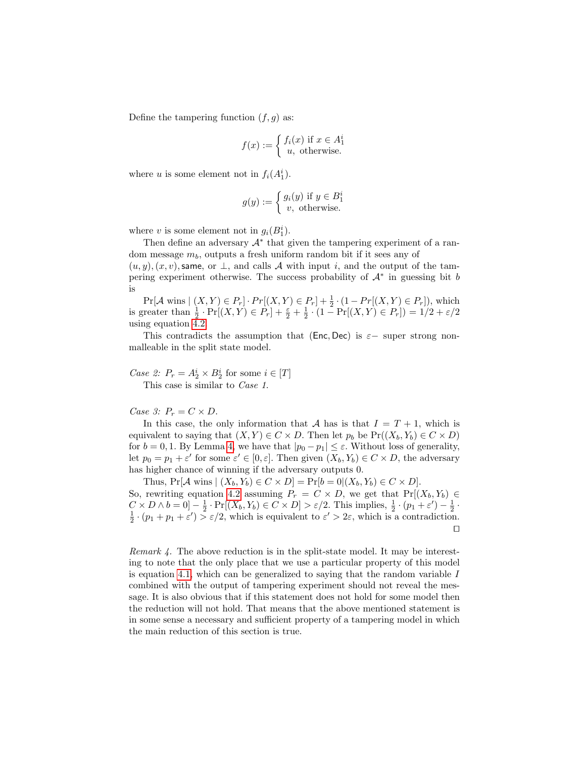Define the tampering function $(f, g)$ as:

$$f(x) := \begin{cases} f_i(x) \text{ if } x \in A_1^i \\ u, \text{ otherwise.} \end{cases}$$

where $u$ is some element not in $f_i(A_1^i)$.

$$g(y) := \begin{cases} g_i(y) \text{ if } y \in B_1^i \\ v, \text{ otherwise.} \end{cases}$$

where $v$ is some element not in $g_i(B_1^i)$.

Then define an adversary $\mathcal{A}^*$ that given the tampering experiment of a random message $m_b$, outputs a fresh uniform random bit if it sees any of $(u, y), (x, v), \mathsf{same}$, or $\perp$, and calls $\mathcal{A}$ with input $i$, and the output of the tampering experiment otherwise. The success probability of $\mathcal{A}^*$ in guessing bit $b$ is

$\Pr[\mathcal{A} \text{ wins} \mid (X, Y) \in P_r] \cdot Pr[(X, Y) \in P_r] + \frac{1}{2} \cdot (1 - Pr[(X, Y) \in P_r])$, which is greater than $\frac{1}{2} \cdot \Pr[(X, Y) \in P_r] + \frac{\varepsilon}{2} + \frac{1}{2} \cdot (1 - \Pr[(X, Y) \in P_r]) = 1/2 + \varepsilon/2$ using equation 4.2

This contradicts the assumption that $(\mathsf{Enc}, \mathsf{Dec})$ is $\varepsilon-$ super strong non-malleable in the split state model.

*Case 2:* $P_r = A_2^i \times B_2^i$ for some $i \in [T]$

This case is similar to *Case 1.*

*Case 3:* $P_r = C \times D$.

In this case, the only information that $\mathcal{A}$ has is that $I = T + 1$, which is equivalent to saying that $(X, Y) \in C \times D$. Then let $p_b$ be $\Pr((X_b, Y_b) \in C \times D)$ for $b = 0, 1$. By Lemma 4, we have that $|p_0 - p_1| \leq \varepsilon$. Without loss of generality, let $p_0 = p_1 + \varepsilon'$ for some $\varepsilon' \in [0, \varepsilon]$. Then given $(X_b, Y_b) \in C \times D$, the adversary has higher chance of winning if the adversary outputs 0.

Thus, $\Pr[\mathcal{A} \text{ wins} \mid (X_b, Y_b) \in C \times D] = \Pr[b = 0 | (X_b, Y_b) \in C \times D]$.
So, rewriting equation 4.2 assuming $P_r = C \times D$, we get that $\Pr[(X_b, Y_b) \in C \times D \wedge b = 0] - \frac{1}{2} \cdot \Pr[(X_b, Y_b) \in C \times D] > \varepsilon/2$. This implies, $\frac{1}{2} \cdot (p_1 + \varepsilon') - \frac{1}{2} \cdot \frac{1}{2} \cdot (p_1 + p_1 + \varepsilon') > \varepsilon/2$, which is equivalent to $\varepsilon' > 2\varepsilon$, which is a contradiction. $\square$

*Remark 4.* The above reduction is in the split-state model. It may be interesting to note that the only place that we use a particular property of this model is equation 4.1, which can be generalized to saying that the random variable $I$ combined with the output of tampering experiment should not reveal the message. It is also obvious that if this statement does not hold for some model then the reduction will not hold. That means that the above mentioned statement is in some sense a necessary and sufficient property of a tampering model in which the main reduction of this section is true.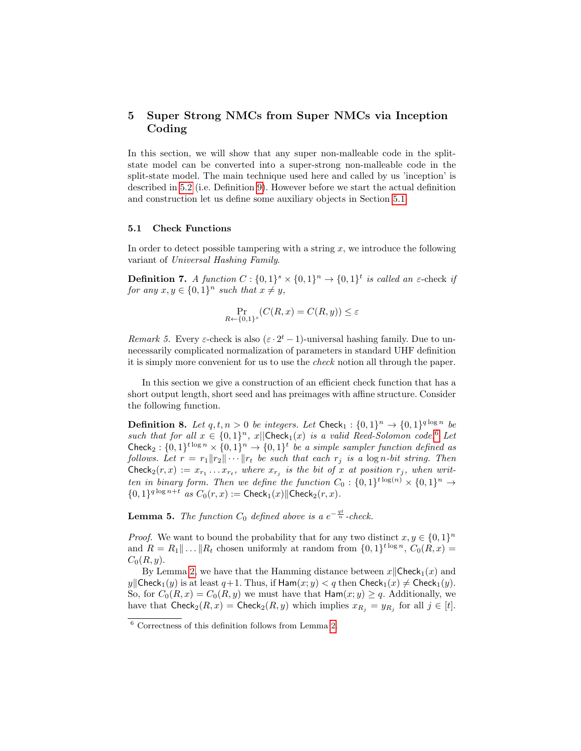## 5 Super Strong NMCs from Super NMCs via Inception Coding

In this section, we will show that any super non-malleable code in the split-state model can be converted into a super-strong non-malleable code in the split-state model. The main technique used here and called by us 'inception' is described in 5.2 (i.e. Definition 9). However before we start the actual definition and construction let us define some auxiliary objects in Section 5.1.

### 5.1 Check Functions

In order to detect possible tampering with a string $x$, we introduce the following variant of *Universal Hashing Family*.

**Definition 7.** *A function $C : \{0,1\}^s \times \{0,1\}^n \to \{0,1\}^t$ is called an $\varepsilon$-*check *if for any $x, y \in \{0,1\}^n$ such that $x \neq y$,*

$$\Pr_{R \leftarrow \{0,1\}^s}(C(R,x) = C(R,y)) \leq \varepsilon$$

*Remark 5.* Every $\varepsilon$-check is also $(\varepsilon \cdot 2^t - 1)$-universal hashing family. Due to unnecessarily complicated normalization of parameters in standard UHF definition it is simply more convenient for us to use the *check* notion all through the paper.

In this section we give a construction of an efficient check function that has a short output length, short seed and has preimages with affine structure. Consider the following function.

**Definition 8.** *Let $q, t, n > 0$ be integers. Let $\mathsf{Check}_1 : \{0,1\}^n \to \{0,1\}^{q \log n}$ be such that for all $x \in \{0,1\}^n$, $x||\mathsf{Check}_1(x)$ is a valid Reed-Solomon code.*[6] *Let $\mathsf{Check}_2 : \{0,1\}^{t \log n} \times \{0,1\}^n \to \{0,1\}^t$ be a simple sampler function defined as follows. Let $r = r_1 \| r_2 \| \cdots \| r_t$ be such that each $r_j$ is a $\log n$-bit string. Then $\mathsf{Check}_2(r,x) := x_{r_1} \ldots x_{r_t}$, where $x_{r_j}$ is the bit of $x$ at position $r_j$, when written in binary form. Then we define the function $C_0 : \{0,1\}^{t \log(n)} \times \{0,1\}^n \to \{0,1\}^{q \log n + t}$ as $C_0(r,x) := \mathsf{Check}_1(x) \| \mathsf{Check}_2(r,x)$.*

**Lemma 5.** *The function $C_0$ defined above is a $e^{-\frac{qt}{n}}$-check.*

*Proof.* We want to bound the probability that for any two distinct $x, y \in \{0,1\}^n$ and $R = R_1 \| \ldots \| R_t$ chosen uniformly at random from $\{0,1\}^{t \log n}$, $C_0(R,x) = C_0(R,y)$.

By Lemma 2, we have that the Hamming distance between $x \| \mathsf{Check}_1(x)$ and $y \| \mathsf{Check}_1(y)$ is at least $q+1$. Thus, if $\mathsf{Ham}(x;y) < q$ then $\mathsf{Check}_1(x) \neq \mathsf{Check}_1(y)$. So, for $C_0(R,x) = C_0(R,y)$ we must have that $\mathsf{Ham}(x;y) \geq q$. Additionally, we have that $\mathsf{Check}_2(R,x) = \mathsf{Check}_2(R,y)$ which implies $x_{R_j} = y_{R_j}$ for all $j \in [t]$.

[6] Correctness of this definition follows from Lemma 2.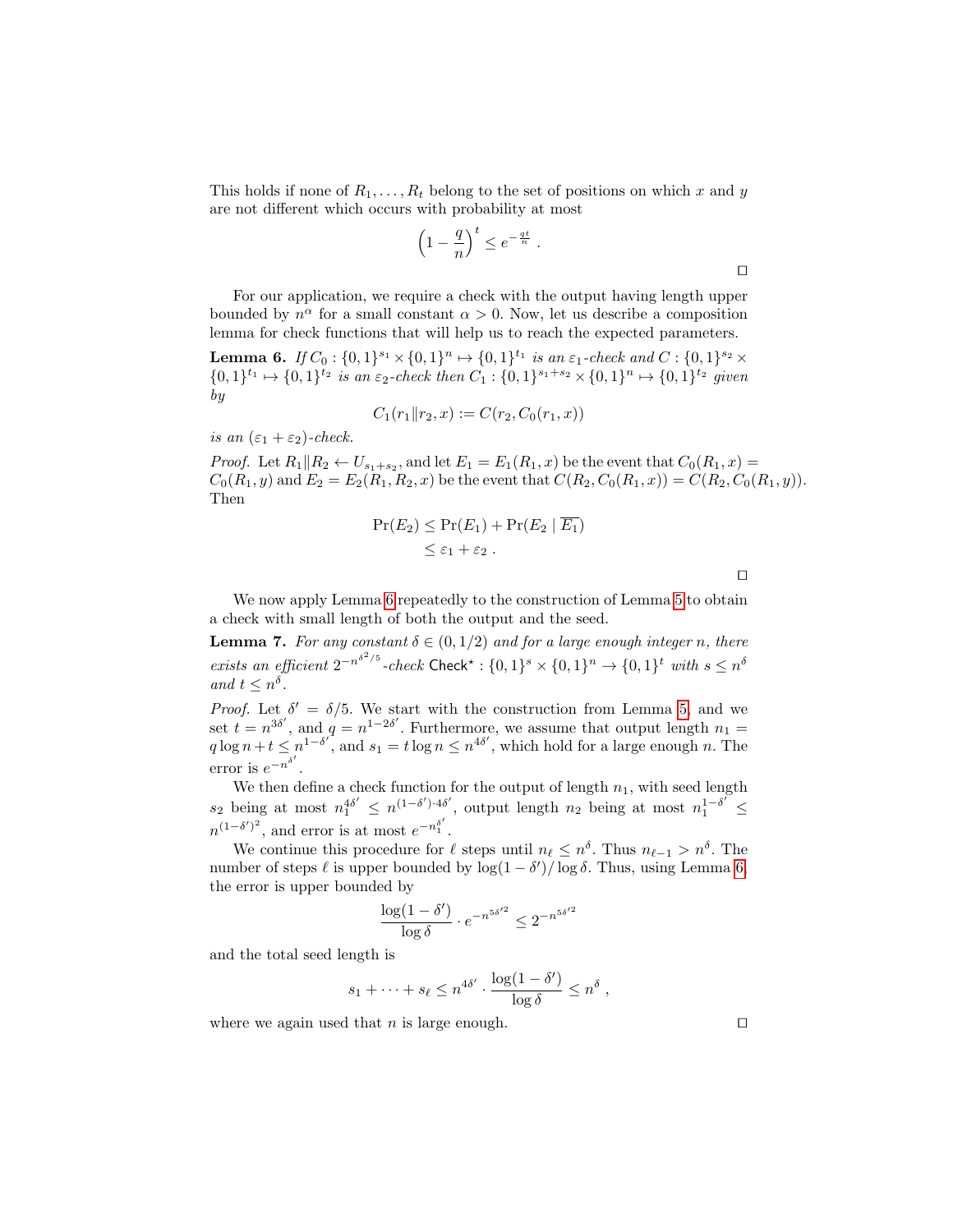This holds if none of $R_1, \ldots, R_t$ belong to the set of positions on which $x$ and $y$ are not different which occurs with probability at most

$$\left(1 - \frac{q}{n}\right)^t \leq e^{-\frac{qt}{n}} .$$

□

For our application, we require a check with the output having length upper bounded by $n^\alpha$ for a small constant $\alpha > 0$. Now, let us describe a composition lemma for check functions that will help us to reach the expected parameters.

**Lemma 6.** *If $C_0 : \{0,1\}^{s_1} \times \{0,1\}^n \mapsto \{0,1\}^{t_1}$ is an $\varepsilon_1$-check and $C : \{0,1\}^{s_2} \times \{0,1\}^{t_1} \mapsto \{0,1\}^{t_2}$ is an $\varepsilon_2$-check then $C_1 : \{0,1\}^{s_1+s_2} \times \{0,1\}^n \mapsto \{0,1\}^{t_2}$ given by*

$$C_1(r_1 \| r_2, x) := C(r_2, C_0(r_1, x))$$

*is an $(\varepsilon_1 + \varepsilon_2)$-check.*

*Proof.* Let $R_1 \| R_2 \leftarrow U_{s_1+s_2}$, and let $E_1 = E_1(R_1, x)$ be the event that $C_0(R_1, x) = C_0(R_1, y)$ and $E_2 = E_2(R_1, R_2, x)$ be the event that $C(R_2, C_0(R_1, x)) = C(R_2, C_0(R_1, y))$. Then

$$\begin{aligned}
\Pr(E_2) &\leq \Pr(E_1) + \Pr(E_2 \mid \overline{E_1}) \\
&\leq \varepsilon_1 + \varepsilon_2 .
\end{aligned}$$

□

We now apply Lemma 6 repeatedly to the construction of Lemma 5 to obtain a check with small length of both the output and the seed.

**Lemma 7.** *For any constant $\delta \in (0, 1/2)$ and for a large enough integer $n$, there exists an efficient $2^{-n^{\delta^2/5}}$-check $\mathsf{Check}^\star : \{0,1\}^s \times \{0,1\}^n \to \{0,1\}^t$ with $s \leq n^\delta$ and $t \leq n^\delta$.*

*Proof.* Let $\delta' = \delta/5$. We start with the construction from Lemma 5, and we set $t = n^{3\delta'}$, and $q = n^{1-2\delta'}$. Furthermore, we assume that output length $n_1 = q \log n + t \leq n^{1-\delta'}$, and $s_1 = t \log n \leq n^{4\delta'}$, which hold for a large enough $n$. The error is $e^{-n^{\delta'}}$.

We then define a check function for the output of length $n_1$, with seed length $s_2$ being at most $n_1^{4\delta'} \leq n^{(1-\delta')\cdot 4\delta'}$, output length $n_2$ being at most $n_1^{1-\delta'} \leq n^{(1-\delta')^2}$, and error is at most $e^{-n_1^{\delta'}}$.

We continue this procedure for $\ell$ steps until $n_\ell \leq n^\delta$. Thus $n_{\ell-1} > n^\delta$. The number of steps $\ell$ is upper bounded by $\log(1-\delta')/\log \delta$. Thus, using Lemma 6, the error is upper bounded by

$$\frac{\log(1-\delta')}{\log \delta} \cdot e^{-n^{5\delta'^2}} \leq 2^{-n^{5\delta'^2}}$$

and the total seed length is

$$s_1 + \cdots + s_\ell \leq n^{4\delta'} \cdot \frac{\log(1-\delta')}{\log \delta} \leq n^\delta ,$$

where we again used that $n$ is large enough. □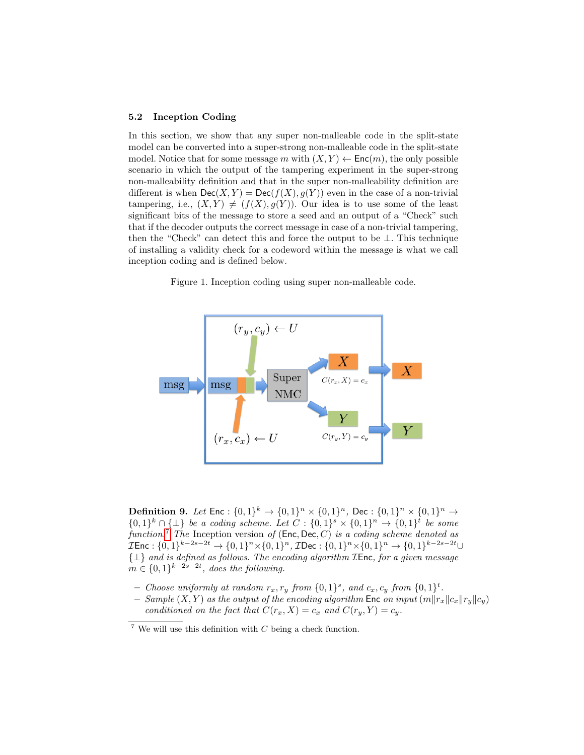### 5.2 Inception Coding

In this section, we show that any super non-malleable code in the split-state model can be converted into a super-strong non-malleable code in the split-state model. Notice that for some message $m$ with $(X, Y) \leftarrow \mathsf{Enc}(m)$, the only possible scenario in which the output of the tampering experiment in the super-strong non-malleability definition and that in the super non-malleability definition are different is when $\mathsf{Dec}(X, Y) = \mathsf{Dec}(f(X), g(Y))$ even in the case of a non-trivial tampering, i.e., $(X, Y) \neq (f(X), g(Y))$. Our idea is to use some of the least significant bits of the message to store a seed and an output of a "Check" such that if the decoder outputs the correct message in case of a non-trivial tampering, then the "Check" can detect this and force the output to be $\perp$. This technique of installing a validity check for a codeword within the message is what we call inception coding and is defined below.

Figure 1. Inception coding using super non-malleable code.

**Definition 9.** *Let* $\mathsf{Enc} : \{0,1\}^k \to \{0,1\}^n \times \{0,1\}^n$, $\mathsf{Dec} : \{0,1\}^n \times \{0,1\}^n \to \{0,1\}^k \cap \{\perp\}$ *be a coding scheme. Let* $C : \{0,1\}^s \times \{0,1\}^n \to \{0,1\}^t$ *be some function.*[7] *The* Inception version *of* $(\mathsf{Enc}, \mathsf{Dec}, C)$ *is a coding scheme denoted as* $\mathcal{I}\mathsf{Enc} : \{0,1\}^{k-2s-2t} \to \{0,1\}^n \times \{0,1\}^n$, $\mathcal{I}\mathsf{Dec} : \{0,1\}^n \times \{0,1\}^n \to \{0,1\}^{k-2s-2t} \cup \{\perp\}$ *and is defined as follows. The encoding algorithm* $\mathcal{I}\mathsf{Enc}$*, for a given message* $m \in \{0,1\}^{k-2s-2t}$*, does the following.*

- *Choose uniformly at random* $r_x, r_y$ *from* $\{0,1\}^s$*, and* $c_x, c_y$ *from* $\{0,1\}^t$*.*
- *Sample* $(X, Y)$ *as the output of the encoding algorithm* $\mathsf{Enc}$ *on input* $(m \| r_x \| c_x \| r_y \| c_y)$ *conditioned on the fact that* $C(r_x, X) = c_x$ *and* $C(r_y, Y) = c_y$*.*

[7] We will use this definition with $C$ being a check function.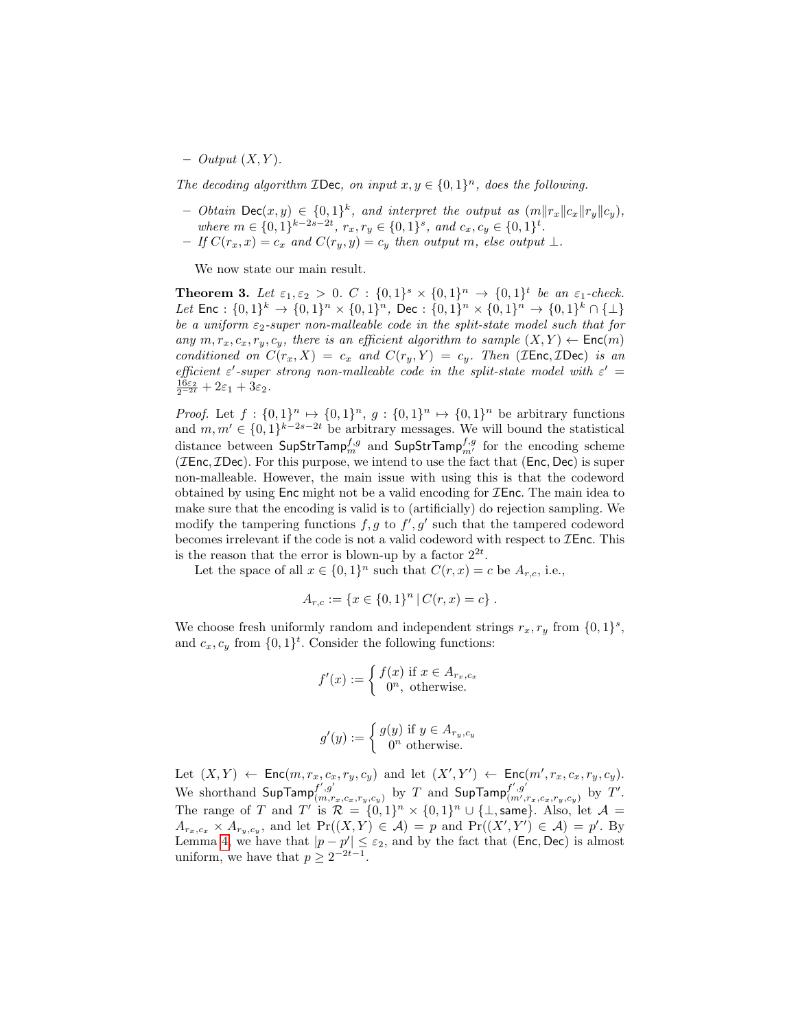– *Output* $(X, Y)$.

*The decoding algorithm* $\mathcal{I}\mathsf{Dec}$*, on input* $x, y \in \{0,1\}^n$*, does the following.*

– *Obtain* $\mathsf{Dec}(x, y) \in \{0,1\}^k$*, and interpret the output as* $(m \| r_x \| c_x \| r_y \| c_y)$*, where* $m \in \{0,1\}^{k-2s-2t}$*,* $r_x, r_y \in \{0,1\}^s$*, and* $c_x, c_y \in \{0,1\}^t$*.*
– *If* $C(r_x, x) = c_x$ *and* $C(r_y, y) = c_y$ *then output* $m$*, else output* $\perp$*.*

We now state our main result.

**Theorem 3.** *Let* $\varepsilon_1, \varepsilon_2 > 0$*.* $C : \{0,1\}^s \times \{0,1\}^n \to \{0,1\}^t$ *be an* $\varepsilon_1$*-check. Let* $\mathsf{Enc} : \{0,1\}^k \to \{0,1\}^n \times \{0,1\}^n$*,* $\mathsf{Dec} : \{0,1\}^n \times \{0,1\}^n \to \{0,1\}^k \cap \{\perp\}$ *be a uniform* $\varepsilon_2$*-super non-malleable code in the split-state model such that for any* $m, r_x, c_x, r_y, c_y$*, there is an efficient algorithm to sample* $(X, Y) \leftarrow \mathsf{Enc}(m)$ *conditioned on* $C(r_x, X) = c_x$ *and* $C(r_y, Y) = c_y$*. Then* $(\mathcal{I}\mathsf{Enc}, \mathcal{I}\mathsf{Dec})$ *is an efficient* $\varepsilon'$*-super strong non-malleable code in the split-state model with* $\varepsilon' = \frac{16\varepsilon_2}{2^{-2t}} + 2\varepsilon_1 + 3\varepsilon_2$*.*

*Proof.* Let $f : \{0,1\}^n \mapsto \{0,1\}^n$, $g : \{0,1\}^n \mapsto \{0,1\}^n$ be arbitrary functions and $m, m' \in \{0,1\}^{k-2s-2t}$ be arbitrary messages. We will bound the statistical distance between $\mathsf{SupStrTamp}_m^{f,g}$ and $\mathsf{SupStrTamp}_{m'}^{f,g}$ for the encoding scheme $(\mathcal{I}\mathsf{Enc}, \mathcal{I}\mathsf{Dec})$. For this purpose, we intend to use the fact that $(\mathsf{Enc}, \mathsf{Dec})$ is super non-malleable. However, the main issue with using this is that the codeword obtained by using $\mathsf{Enc}$ might not be a valid encoding for $\mathcal{I}\mathsf{Enc}$. The main idea to make sure that the encoding is valid is to (artificially) do rejection sampling. We modify the tampering functions $f, g$ to $f', g'$ such that the tampered codeword becomes irrelevant if the code is not a valid codeword with respect to $\mathcal{I}\mathsf{Enc}$. This is the reason that the error is blown-up by a factor $2^{2t}$.

Let the space of all $x \in \{0,1\}^n$ such that $C(r, x) = c$ be $A_{r,c}$, i.e.,

$$A_{r,c} := \{x \in \{0,1\}^n \,|\, C(r, x) = c\}\,.$$

We choose fresh uniformly random and independent strings $r_x, r_y$ from $\{0,1\}^s$, and $c_x, c_y$ from $\{0,1\}^t$. Consider the following functions:

$$f'(x) := \begin{cases} f(x) \text{ if } x \in A_{r_x,c_x} \\ 0^n, \text{ otherwise.} \end{cases}$$

$$g'(y) := \begin{cases} g(y) \text{ if } y \in A_{r_y,c_y} \\ 0^n \text{ otherwise.} \end{cases}$$

Let $(X, Y) \leftarrow \mathsf{Enc}(m, r_x, c_x, r_y, c_y)$ and let $(X', Y') \leftarrow \mathsf{Enc}(m', r_x, c_x, r_y, c_y)$. We shorthand $\mathsf{SupTamp}_{(m,r_x,c_x,r_y,c_y)}^{f',g'}$ by $T$ and $\mathsf{SupTamp}_{(m',r_x,c_x,r_y,c_y)}^{f',g'}$ by $T'$. The range of $T$ and $T'$ is $\mathcal{R} = \{0,1\}^n \times \{0,1\}^n \cup \{\perp, \mathsf{same}\}$. Also, let $\mathcal{A} = A_{r_x,c_x} \times A_{r_y,c_y}$, and let $\Pr((X, Y) \in \mathcal{A}) = p$ and $\Pr((X', Y') \in \mathcal{A}) = p'$. By Lemma 4, we have that $|p - p'| \leq \varepsilon_2$, and by the fact that $(\mathsf{Enc}, \mathsf{Dec})$ is almost uniform, we have that $p \geq 2^{-2t-1}$.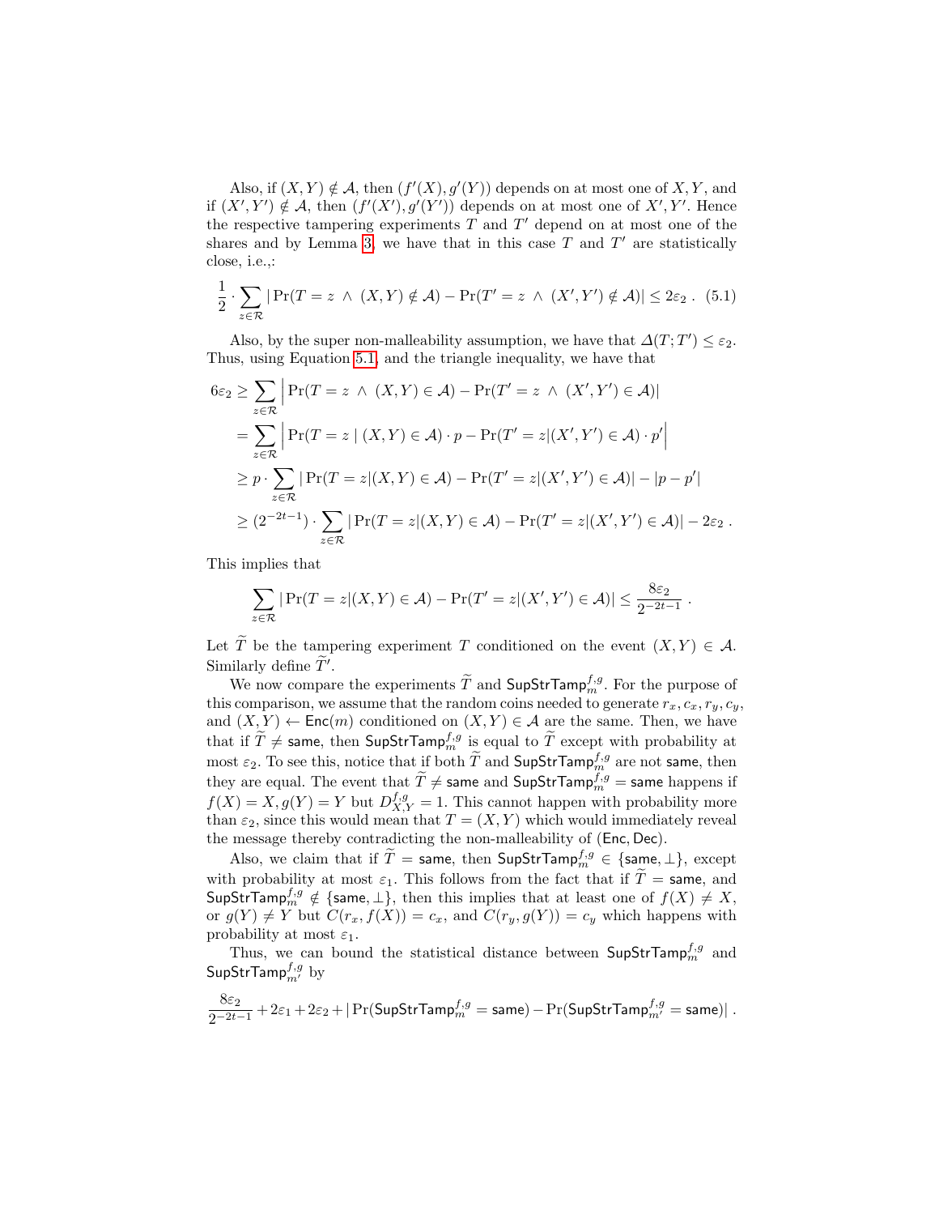Also, if $(X, Y) \notin \mathcal{A}$, then $(f'(X), g'(Y))$ depends on at most one of $X, Y$, and if $(X', Y') \notin \mathcal{A}$, then $(f'(X'), g'(Y'))$ depends on at most one of $X', Y'$. Hence the respective tampering experiments $T$ and $T'$ depend on at most one of the shares and by Lemma 3, we have that in this case $T$ and $T'$ are statistically close, i.e.,:

$$\frac{1}{2} \cdot \sum_{z \in \mathcal{R}} |\Pr(T = z \ \wedge \ (X, Y) \notin \mathcal{A}) - \Pr(T' = z \ \wedge \ (X', Y') \notin \mathcal{A})| \leq 2\varepsilon_2 \ . \quad (5.1)$$

Also, by the super non-malleability assumption, we have that $\Delta(T; T') \leq \varepsilon_2$. Thus, using Equation 5.1, and the triangle inequality, we have that

$$\begin{aligned}
6\varepsilon_2 &\geq \sum_{z \in \mathcal{R}} \Big| \Pr(T = z \ \wedge \ (X, Y) \in \mathcal{A}) - \Pr(T' = z \ \wedge \ (X', Y') \in \mathcal{A})| \\
&= \sum_{z \in \mathcal{R}} \Big| \Pr(T = z \mid (X, Y) \in \mathcal{A}) \cdot p - \Pr(T' = z | (X', Y') \in \mathcal{A}) \cdot p' \Big| \\
&\geq p \cdot \sum_{z \in \mathcal{R}} |\Pr(T = z | (X, Y) \in \mathcal{A}) - \Pr(T' = z | (X', Y') \in \mathcal{A})| - |p - p'| \\
&\geq (2^{-2t-1}) \cdot \sum_{z \in \mathcal{R}} |\Pr(T = z | (X, Y) \in \mathcal{A}) - \Pr(T' = z | (X', Y') \in \mathcal{A})| - 2\varepsilon_2 \ .
\end{aligned}$$

This implies that

$$\sum_{z \in \mathcal{R}} |\Pr(T = z | (X, Y) \in \mathcal{A}) - \Pr(T' = z | (X', Y') \in \mathcal{A})| \leq \frac{8\varepsilon_2}{2^{-2t-1}} \ .$$

Let $\widetilde{T}$ be the tampering experiment $T$ conditioned on the event $(X, Y) \in \mathcal{A}$. Similarly define $\widetilde{T}'$.

We now compare the experiments $\widetilde{T}$ and $\mathsf{SupStrTamp}_m^{f,g}$. For the purpose of this comparison, we assume that the random coins needed to generate $r_x, c_x, r_y, c_y$, and $(X, Y) \leftarrow \mathsf{Enc}(m)$ conditioned on $(X, Y) \in \mathcal{A}$ are the same. Then, we have that if $\widetilde{T} \neq \mathsf{same}$, then $\mathsf{SupStrTamp}_m^{f,g}$ is equal to $\widetilde{T}$ except with probability at most $\varepsilon_2$. To see this, notice that if both $\widetilde{T}$ and $\mathsf{SupStrTamp}_m^{f,g}$ are not $\mathsf{same}$, then they are equal. The event that $\widetilde{T} \neq \mathsf{same}$ and $\mathsf{SupStrTamp}_m^{f,g} = \mathsf{same}$ happens if $f(X) = X, g(Y) = Y$ but $D_{X,Y}^{f,g} = 1$. This cannot happen with probability more than $\varepsilon_2$, since this would mean that $T = (X, Y)$ which would immediately reveal the message thereby contradicting the non-malleability of $(\mathsf{Enc}, \mathsf{Dec})$.

Also, we claim that if $\widetilde{T} = \mathsf{same}$, then $\mathsf{SupStrTamp}_m^{f,g} \in \{\mathsf{same}, \perp\}$, except with probability at most $\varepsilon_1$. This follows from the fact that if $\widetilde{T} = \mathsf{same}$, and $\mathsf{SupStrTamp}_m^{f,g} \notin \{\mathsf{same}, \perp\}$, then this implies that at least one of $f(X) \neq X$, or $g(Y) \neq Y$ but $C(r_x, f(X)) = c_x$, and $C(r_y, g(Y)) = c_y$ which happens with probability at most $\varepsilon_1$.

Thus, we can bound the statistical distance between $\mathsf{SupStrTamp}_m^{f,g}$ and $\mathsf{SupStrTamp}_{m'}^{f,g}$ by

$$\frac{8\varepsilon_2}{2^{-2t-1}} + 2\varepsilon_1 + 2\varepsilon_2 + |\Pr(\mathsf{SupStrTamp}_m^{f,g} = \mathsf{same}) - \Pr(\mathsf{SupStrTamp}_{m'}^{f,g} = \mathsf{same})| \ .$$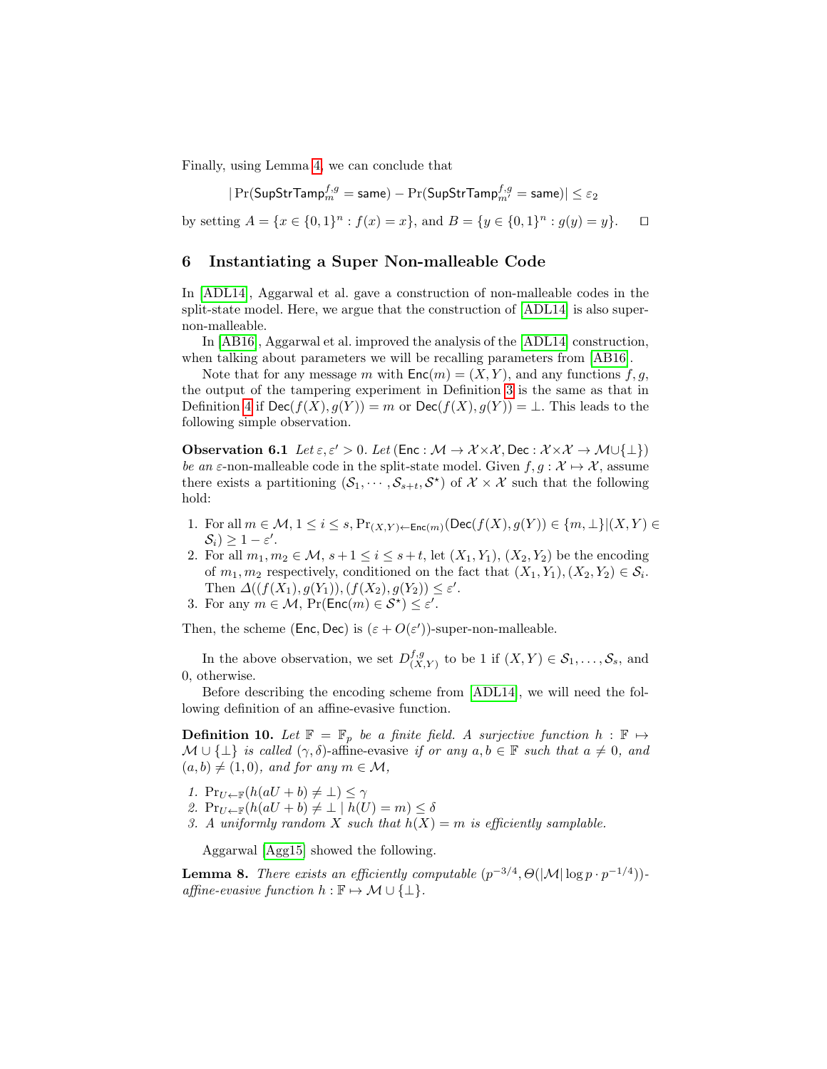Finally, using Lemma 4, we can conclude that

$$|\Pr(\mathsf{SupStrTamp}_m^{f,g} = \mathsf{same}) - \Pr(\mathsf{SupStrTamp}_{m'}^{f,g} = \mathsf{same})| \leq \varepsilon_2$$

by setting $A = \{x \in \{0,1\}^n : f(x) = x\}$, and $B = \{y \in \{0,1\}^n : g(y) = y\}$. ◻

## 6 Instantiating a Super Non-malleable Code

In [ADL14], Aggarwal et al. gave a construction of non-malleable codes in the split-state model. Here, we argue that the construction of [ADL14] is also super-non-malleable.

In [AB16], Aggarwal et al. improved the analysis of the [ADL14] construction, when talking about parameters we will be recalling parameters from [AB16].

Note that for any message $m$ with $\mathsf{Enc}(m) = (X, Y)$, and any functions $f, g$, the output of the tampering experiment in Definition 3 is the same as that in Definition 4 if $\mathsf{Dec}(f(X), g(Y)) = m$ or $\mathsf{Dec}(f(X), g(Y)) = \perp$. This leads to the following simple observation.

**Observation 6.1** *Let $\varepsilon, \varepsilon' > 0$. Let $(\mathsf{Enc} : \mathcal{M} \to \mathcal{X} \times \mathcal{X}, \mathsf{Dec} : \mathcal{X} \times \mathcal{X} \to \mathcal{M} \cup \{\perp\})$ be an $\varepsilon$-non-malleable code in the split-state model.* Given $f, g : \mathcal{X} \mapsto \mathcal{X}$, assume there exists a partitioning $(\mathcal{S}_1, \cdots, \mathcal{S}_{s+t}, \mathcal{S}^\star)$ of $\mathcal{X} \times \mathcal{X}$ such that the following hold:

1. For all $m \in \mathcal{M}$, $1 \leq i \leq s$, $\Pr_{(X,Y) \leftarrow \mathsf{Enc}(m)}(\mathsf{Dec}(f(X), g(Y)) \in \{m, \perp\} | (X, Y) \in \mathcal{S}_i) \geq 1 - \varepsilon'$.
2. For all $m_1, m_2 \in \mathcal{M}$, $s+1 \leq i \leq s+t$, let $(X_1, Y_1)$, $(X_2, Y_2)$ be the encoding of $m_1, m_2$ respectively, conditioned on the fact that $(X_1, Y_1), (X_2, Y_2) \in \mathcal{S}_i$. Then $\Delta((f(X_1), g(Y_1)), (f(X_2), g(Y_2)) \leq \varepsilon'$.
3. For any $m \in \mathcal{M}$, $\Pr(\mathsf{Enc}(m) \in \mathcal{S}^\star) \leq \varepsilon'$.

Then, the scheme $(\mathsf{Enc}, \mathsf{Dec})$ is $(\varepsilon + O(\varepsilon'))$-super-non-malleable.

In the above observation, we set $D_{(X,Y)}^{f,g}$ to be 1 if $(X, Y) \in \mathcal{S}_1, \ldots, \mathcal{S}_s$, and 0, otherwise.

Before describing the encoding scheme from [ADL14], we will need the following definition of an affine-evasive function.

**Definition 10.** *Let $\mathbb{F} = \mathbb{F}_p$ be a finite field. A surjective function $h : \mathbb{F} \mapsto \mathcal{M} \cup \{\perp\}$ is called $(\gamma, \delta)$-affine-evasive if or any $a, b \in \mathbb{F}$ such that $a \neq 0$, and $(a, b) \neq (1, 0)$, and for any $m \in \mathcal{M}$,*

1. *$\Pr_{U \leftarrow \mathbb{F}}(h(aU + b) \neq \perp) \leq \gamma$*
2. *$\Pr_{U \leftarrow \mathbb{F}}(h(aU + b) \neq \perp \mid h(U) = m) \leq \delta$*
3. *A uniformly random $X$ such that $h(X) = m$ is efficiently samplable.*

Aggarwal [Agg15] showed the following.

**Lemma 8.** *There exists an efficiently computable $(p^{-3/4}, \Theta(|\mathcal{M}| \log p \cdot p^{-1/4}))$-affine-evasive function $h : \mathbb{F} \mapsto \mathcal{M} \cup \{\perp\}$.*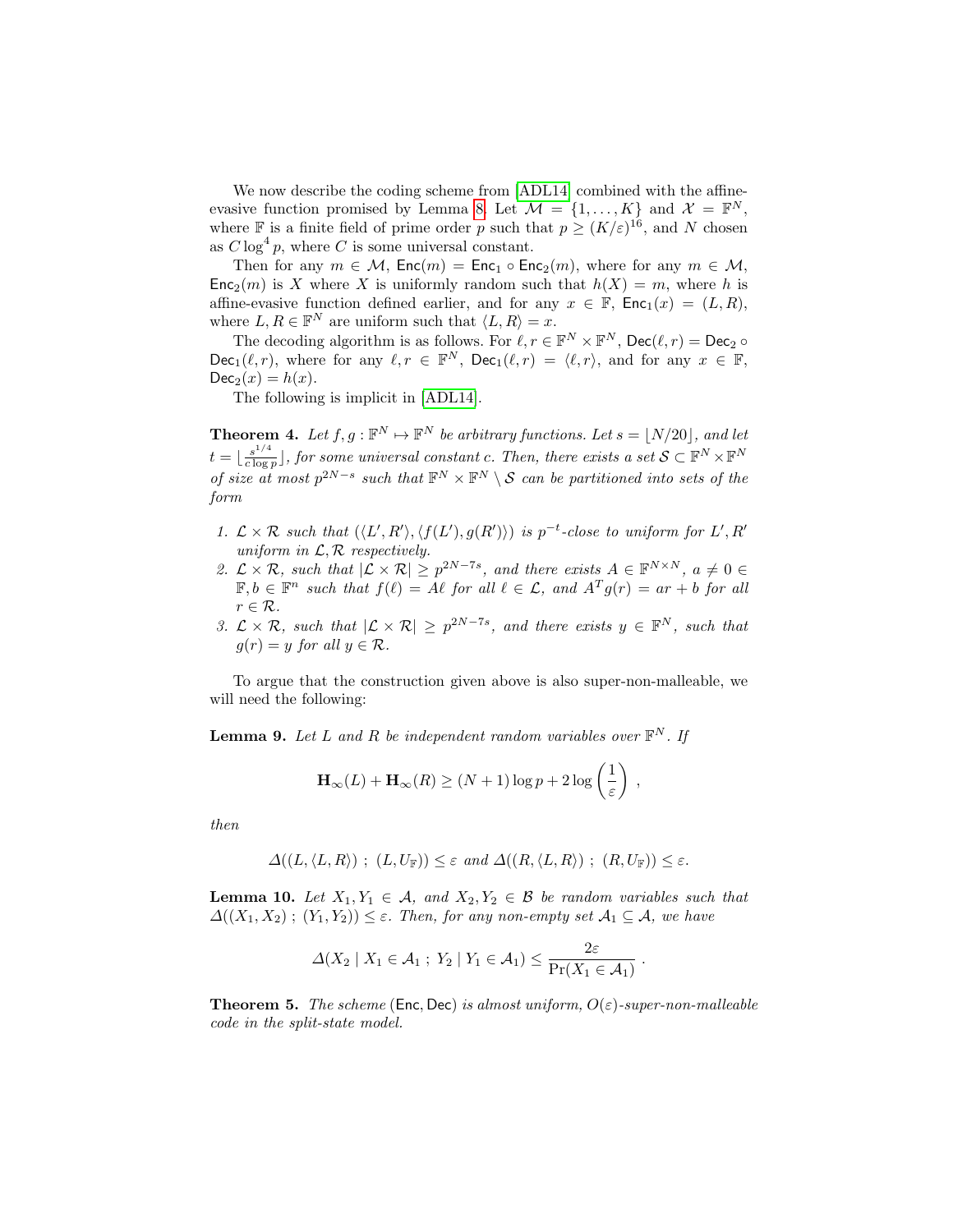We now describe the coding scheme from [ADL14] combined with the affine-evasive function promised by Lemma 8. Let $\mathcal{M} = \{1, \ldots, K\}$ and $\mathcal{X} = \mathbb{F}^N$, where $\mathbb{F}$ is a finite field of prime order $p$ such that $p \geq (K/\varepsilon)^{16}$, and $N$ chosen as $C \log^4 p$, where $C$ is some universal constant.

Then for any $m \in \mathcal{M}$, $\mathsf{Enc}(m) = \mathsf{Enc}_1 \circ \mathsf{Enc}_2(m)$, where for any $m \in \mathcal{M}$, $\mathsf{Enc}_2(m)$ is $X$ where $X$ is uniformly random such that $h(X) = m$, where $h$ is affine-evasive function defined earlier, and for any $x \in \mathbb{F}$, $\mathsf{Enc}_1(x) = (L, R)$, where $L, R \in \mathbb{F}^N$ are uniform such that $\langle L, R \rangle = x$.

The decoding algorithm is as follows. For $\ell, r \in \mathbb{F}^N \times \mathbb{F}^N$, $\mathsf{Dec}(\ell, r) = \mathsf{Dec}_2 \circ \mathsf{Dec}_1(\ell, r)$, where for any $\ell, r \in \mathbb{F}^N$, $\mathsf{Dec}_1(\ell, r) = \langle \ell, r \rangle$, and for any $x \in \mathbb{F}$, $\mathsf{Dec}_2(x) = h(x)$.

The following is implicit in [ADL14].

**Theorem 4.** *Let $f, g : \mathbb{F}^N \mapsto \mathbb{F}^N$ be arbitrary functions. Let $s = \lfloor N/20 \rfloor$, and let $t = \lfloor \frac{s^{1/4}}{c \log p} \rfloor$, for some universal constant $c$. Then, there exists a set $\mathcal{S} \subset \mathbb{F}^N \times \mathbb{F}^N$ of size at most $p^{2N-s}$ such that $\mathbb{F}^N \times \mathbb{F}^N \setminus \mathcal{S}$ can be partitioned into sets of the form*

1. *$\mathcal{L} \times \mathcal{R}$ such that $(\langle L', R' \rangle, \langle f(L'), g(R') \rangle)$ is $p^{-t}$-close to uniform for $L', R'$ uniform in $\mathcal{L}, \mathcal{R}$ respectively.*
2. *$\mathcal{L} \times \mathcal{R}$, such that $|\mathcal{L} \times \mathcal{R}| \geq p^{2N-7s}$, and there exists $A \in \mathbb{F}^{N \times N}$, $a \neq 0 \in \mathbb{F}, b \in \mathbb{F}^n$ such that $f(\ell) = A\ell$ for all $\ell \in \mathcal{L}$, and $A^T g(r) = ar + b$ for all $r \in \mathcal{R}$.*
3. *$\mathcal{L} \times \mathcal{R}$, such that $|\mathcal{L} \times \mathcal{R}| \geq p^{2N-7s}$, and there exists $y \in \mathbb{F}^N$, such that $g(r) = y$ for all $y \in \mathcal{R}$.*

To argue that the construction given above is also super-non-malleable, we will need the following:

**Lemma 9.** *Let $L$ and $R$ be independent random variables over $\mathbb{F}^N$. If*

$$\mathbf{H}_\infty(L) + \mathbf{H}_\infty(R) \geq (N+1)\log p + 2\log\left(\frac{1}{\varepsilon}\right) ,$$

*then*

$$\Delta((L, \langle L, R \rangle) \ ; \ (L, U_{\mathbb{F}})) \leq \varepsilon \text{ and } \Delta((R, \langle L, R \rangle) \ ; \ (R, U_{\mathbb{F}})) \leq \varepsilon.$$

**Lemma 10.** *Let $X_1, Y_1 \in \mathcal{A}$, and $X_2, Y_2 \in \mathcal{B}$ be random variables such that $\Delta((X_1, X_2) \ ; \ (Y_1, Y_2)) \leq \varepsilon$. Then, for any non-empty set $\mathcal{A}_1 \subseteq \mathcal{A}$, we have*

$$\Delta(X_2 \mid X_1 \in \mathcal{A}_1 \ ; \ Y_2 \mid Y_1 \in \mathcal{A}_1) \leq \frac{2\varepsilon}{\Pr(X_1 \in \mathcal{A}_1)} .$$

**Theorem 5.** *The scheme $(\mathsf{Enc}, \mathsf{Dec})$ is almost uniform, $O(\varepsilon)$-super-non-malleable code in the split-state model.*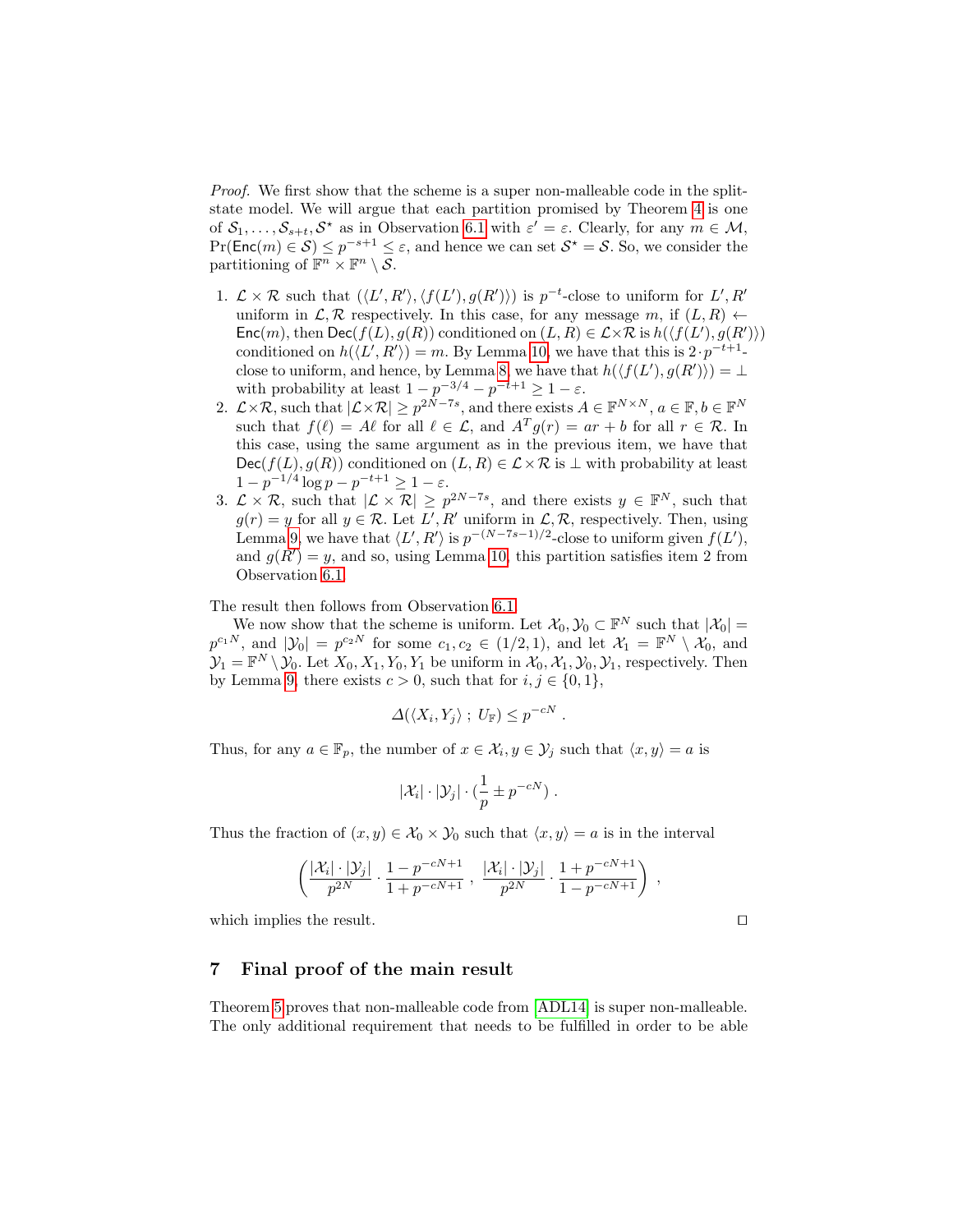*Proof.* We first show that the scheme is a super non-malleable code in the split-state model. We will argue that each partition promised by Theorem 4 is one of $\mathcal{S}_1, \ldots, \mathcal{S}_{s+t}, \mathcal{S}^\star$ as in Observation 6.1 with $\varepsilon' = \varepsilon$. Clearly, for any $m \in \mathcal{M}$, $\Pr(\mathsf{Enc}(m) \in \mathcal{S}) \leq p^{-s+1} \leq \varepsilon$, and hence we can set $\mathcal{S}^\star = \mathcal{S}$. So, we consider the partitioning of $\mathbb{F}^n \times \mathbb{F}^n \setminus \mathcal{S}$.

1. $\mathcal{L} \times \mathcal{R}$ such that $(\langle L', R' \rangle, \langle f(L'), g(R') \rangle)$ is $p^{-t}$-close to uniform for $L', R'$ uniform in $\mathcal{L}, \mathcal{R}$ respectively. In this case, for any message $m$, if $(L, R) \leftarrow \mathsf{Enc}(m)$, then $\mathsf{Dec}(f(L), g(R))$ conditioned on $(L, R) \in \mathcal{L} \times \mathcal{R}$ is $h(\langle f(L'), g(R') \rangle)$ conditioned on $h(\langle L', R' \rangle) = m$. By Lemma 10, we have that this is $2 \cdot p^{-t+1}$-close to uniform, and hence, by Lemma 8, we have that $h(\langle f(L'), g(R') \rangle) = \perp$ with probability at least $1 - p^{-3/4} - p^{-t+1} \geq 1 - \varepsilon$.
2. $\mathcal{L} \times \mathcal{R}$, such that $|\mathcal{L} \times \mathcal{R}| \geq p^{2N-7s}$, and there exists $A \in \mathbb{F}^{N \times N}$, $a \in \mathbb{F}, b \in \mathbb{F}^N$ such that $f(\ell) = A\ell$ for all $\ell \in \mathcal{L}$, and $A^T g(r) = ar + b$ for all $r \in \mathcal{R}$. In this case, using the same argument as in the previous item, we have that $\mathsf{Dec}(f(L), g(R))$ conditioned on $(L, R) \in \mathcal{L} \times \mathcal{R}$ is $\perp$ with probability at least $1 - p^{-1/4} \log p - p^{-t+1} \geq 1 - \varepsilon$.
3. $\mathcal{L} \times \mathcal{R}$, such that $|\mathcal{L} \times \mathcal{R}| \geq p^{2N-7s}$, and there exists $y \in \mathbb{F}^N$, such that $g(r) = y$ for all $y \in \mathcal{R}$. Let $L', R'$ uniform in $\mathcal{L}, \mathcal{R}$, respectively. Then, using Lemma 9, we have that $\langle L', R' \rangle$ is $p^{-(N-7s-1)/2}$-close to uniform given $f(L')$, and $g(R') = y$, and so, using Lemma 10, this partition satisfies item 2 from Observation 6.1.

The result then follows from Observation 6.1.

We now show that the scheme is uniform. Let $\mathcal{X}_0, \mathcal{Y}_0 \subset \mathbb{F}^N$ such that $|\mathcal{X}_0| = p^{c_1 N}$, and $|\mathcal{Y}_0| = p^{c_2 N}$ for some $c_1, c_2 \in (1/2, 1)$, and let $\mathcal{X}_1 = \mathbb{F}^N \setminus \mathcal{X}_0$, and $\mathcal{Y}_1 = \mathbb{F}^N \setminus \mathcal{Y}_0$. Let $X_0, X_1, Y_0, Y_1$ be uniform in $\mathcal{X}_0, \mathcal{X}_1, \mathcal{Y}_0, \mathcal{Y}_1$, respectively. Then by Lemma 9, there exists $c > 0$, such that for $i, j \in \{0, 1\}$,

$$\Delta(\langle X_i, Y_j \rangle \; ; \; U_{\mathbb{F}}) \leq p^{-cN} \; .$$

Thus, for any $a \in \mathbb{F}_p$, the number of $x \in \mathcal{X}_i, y \in \mathcal{Y}_j$ such that $\langle x, y \rangle = a$ is

$$|\mathcal{X}_i| \cdot |\mathcal{Y}_j| \cdot (\frac{1}{p} \pm p^{-cN}) \; .$$

Thus the fraction of $(x, y) \in \mathcal{X}_0 \times \mathcal{Y}_0$ such that $\langle x, y \rangle = a$ is in the interval

$$\left( \frac{|\mathcal{X}_i| \cdot |\mathcal{Y}_j|}{p^{2N}} \cdot \frac{1 - p^{-cN+1}}{1 + p^{-cN+1}} \; , \; \frac{|\mathcal{X}_i| \cdot |\mathcal{Y}_j|}{p^{2N}} \cdot \frac{1 + p^{-cN+1}}{1 - p^{-cN+1}} \right) \; ,$$

which implies the result. □

## 7 Final proof of the main result

Theorem 5 proves that non-malleable code from [ADL14] is super non-malleable. The only additional requirement that needs to be fulfilled in order to be able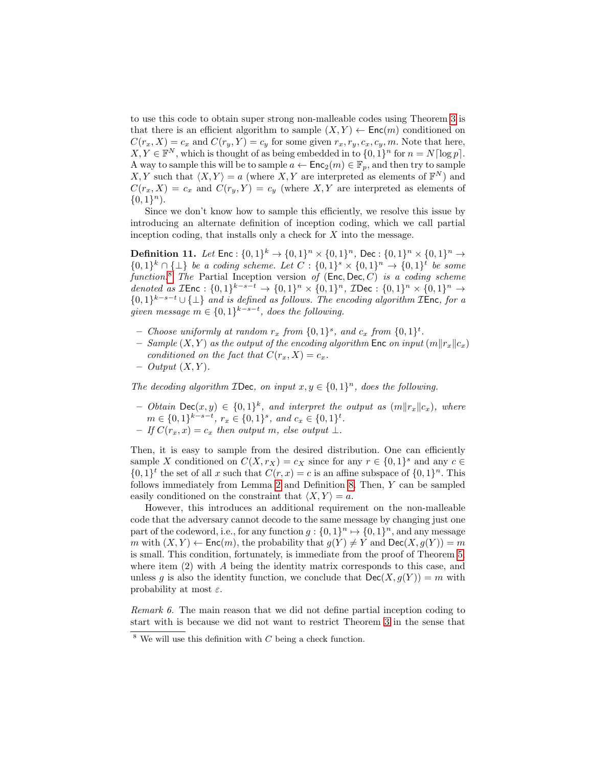to use this code to obtain super strong non-malleable codes using Theorem 3 is that there is an efficient algorithm to sample $(X, Y) \leftarrow \mathsf{Enc}(m)$ conditioned on $C(r_x, X) = c_x$ and $C(r_y, Y) = c_y$ for some given $r_x, r_y, c_x, c_y, m$. Note that here, $X, Y \in \mathbb{F}^N$, which is thought of as being embedded in to $\{0,1\}^n$ for $n = N\lceil \log p \rceil$. A way to sample this will be to sample $a \leftarrow \mathsf{Enc}_2(m) \in \mathbb{F}_p$, and then try to sample $X, Y$ such that $\langle X, Y \rangle = a$ (where $X, Y$ are interpreted as elements of $\mathbb{F}^N$) and $C(r_x, X) = c_x$ and $C(r_y, Y) = c_y$ (where $X, Y$ are interpreted as elements of $\{0,1\}^n$).

Since we don't know how to sample this efficiently, we resolve this issue by introducing an alternate definition of inception coding, which we call partial inception coding, that installs only a check for $X$ into the message.

**Definition 11.** *Let* $\mathsf{Enc} : \{0,1\}^k \to \{0,1\}^n \times \{0,1\}^n$, $\mathsf{Dec} : \{0,1\}^n \times \{0,1\}^n \to \{0,1\}^k \cap \{\perp\}$ *be a coding scheme. Let* $C : \{0,1\}^s \times \{0,1\}^n \to \{0,1\}^t$ *be some function.*[8] *The* Partial Inception *version of* $(\mathsf{Enc}, \mathsf{Dec}, C)$ *is a coding scheme denoted as* $\mathcal{I}\mathsf{Enc} : \{0,1\}^{k-s-t} \to \{0,1\}^n \times \{0,1\}^n$, $\mathcal{I}\mathsf{Dec} : \{0,1\}^n \times \{0,1\}^n \to \{0,1\}^{k-s-t} \cup \{\perp\}$ *and is defined as follows. The encoding algorithm* $\mathcal{I}\mathsf{Enc}$*, for a given message* $m \in \{0,1\}^{k-s-t}$*, does the following.*

- *Choose uniformly at random* $r_x$ *from* $\{0,1\}^s$*, and* $c_x$ *from* $\{0,1\}^t$*.*
- *Sample* $(X, Y)$ *as the output of the encoding algorithm* $\mathsf{Enc}$ *on input* $(m \| r_x \| c_x)$ *conditioned on the fact that* $C(r_x, X) = c_x$*.*
- *Output* $(X, Y)$*.*

*The decoding algorithm* $\mathcal{I}\mathsf{Dec}$*, on input* $x, y \in \{0,1\}^n$*, does the following.*

- *Obtain* $\mathsf{Dec}(x, y) \in \{0,1\}^k$*, and interpret the output as* $(m \| r_x \| c_x)$*, where* $m \in \{0,1\}^{k-s-t}$*,* $r_x \in \{0,1\}^s$*, and* $c_x \in \{0,1\}^t$*.*
- *If* $C(r_x, x) = c_x$ *then output* $m$*, else output* $\perp$*.*

Then, it is easy to sample from the desired distribution. One can efficiently sample $X$ conditioned on $C(X, r_X) = c_X$ since for any $r \in \{0,1\}^s$ and any $c \in \{0,1\}^t$ the set of all $x$ such that $C(r, x) = c$ is an affine subspace of $\{0,1\}^n$. This follows immediately from Lemma 2 and Definition 8. Then, $Y$ can be sampled easily conditioned on the constraint that $\langle X, Y \rangle = a$.

However, this introduces an additional requirement on the non-malleable code that the adversary cannot decode to the same message by changing just one part of the codeword, i.e., for any function $g : \{0,1\}^n \mapsto \{0,1\}^n$, and any message $m$ with $(X, Y) \leftarrow \mathsf{Enc}(m)$, the probability that $g(Y) \neq Y$ and $\mathsf{Dec}(X, g(Y)) = m$ is small. This condition, fortunately, is immediate from the proof of Theorem 5, where item (2) with $A$ being the identity matrix corresponds to this case, and unless $g$ is also the identity function, we conclude that $\mathsf{Dec}(X, g(Y)) = m$ with probability at most $\varepsilon$.

*Remark 6.* The main reason that we did not define partial inception coding to start with is because we did not want to restrict Theorem 3 in the sense that

[8] We will use this definition with $C$ being a check function.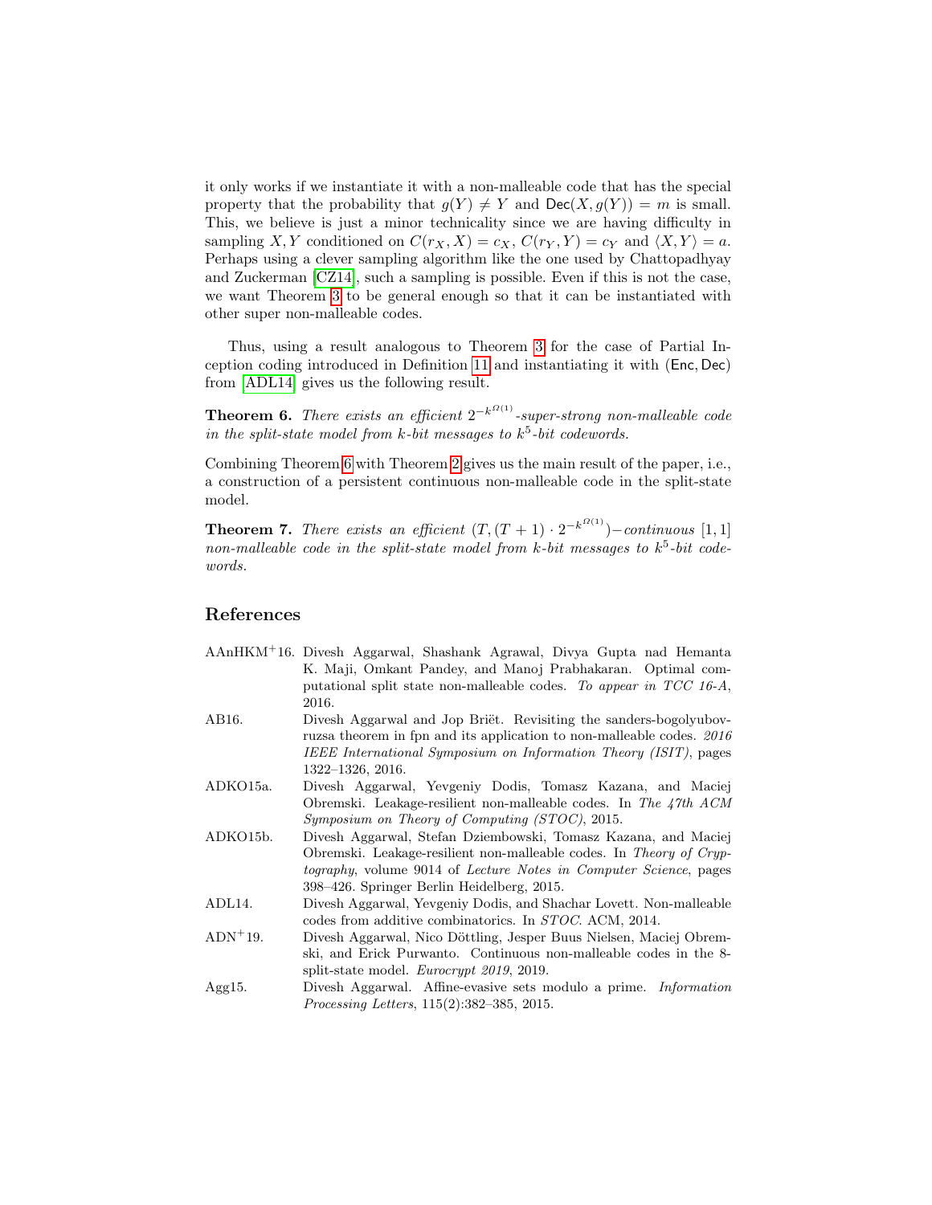it only works if we instantiate it with a non-malleable code that has the special property that the probability that $g(Y) \neq Y$ and $\mathsf{Dec}(X, g(Y)) = m$ is small. This, we believe is just a minor technicality since we are having difficulty in sampling $X, Y$ conditioned on $C(r_X, X) = c_X$, $C(r_Y, Y) = c_Y$ and $\langle X, Y \rangle = a$. Perhaps using a clever sampling algorithm like the one used by Chattopadhyay and Zuckerman [CZ14], such a sampling is possible. Even if this is not the case, we want Theorem 3 to be general enough so that it can be instantiated with other super non-malleable codes.

Thus, using a result analogous to Theorem 3 for the case of Partial Inception coding introduced in Definition 11 and instantiating it with $(\mathsf{Enc}, \mathsf{Dec})$ from [ADL14] gives us the following result.

**Theorem 6.** *There exists an efficient* $2^{-k^{\Omega(1)}}$*-super-strong non-malleable code in the split-state model from* $k$*-bit messages to* $k^5$*-bit codewords.*

Combining Theorem 6 with Theorem 2 gives us the main result of the paper, i.e., a construction of a persistent continuous non-malleable code in the split-state model.

**Theorem 7.** *There exists an efficient* $(T, (T+1) \cdot 2^{-k^{\Omega(1)}})$*−continuous* $[1, 1]$ *non-malleable code in the split-state model from* $k$*-bit messages to* $k^5$*-bit codewords.*

## References

AAnHKM+16. Divesh Aggarwal, Shashank Agrawal, Divya Gupta nad Hemanta K. Maji, Omkant Pandey, and Manoj Prabhakaran. Optimal computational split state non-malleable codes. *To appear in TCC 16-A*, 2016.

AB16. Divesh Aggarwal and Jop Briët. Revisiting the sanders-bogolyubov-ruzsa theorem in fpn and its application to non-malleable codes. *2016 IEEE International Symposium on Information Theory (ISIT)*, pages 1322–1326, 2016.

ADKO15a. Divesh Aggarwal, Yevgeniy Dodis, Tomasz Kazana, and Maciej Obremski. Leakage-resilient non-malleable codes. In *The 47th ACM Symposium on Theory of Computing (STOC)*, 2015.

ADKO15b. Divesh Aggarwal, Stefan Dziembowski, Tomasz Kazana, and Maciej Obremski. Leakage-resilient non-malleable codes. In *Theory of Cryptography*, volume 9014 of *Lecture Notes in Computer Science*, pages 398–426. Springer Berlin Heidelberg, 2015.

ADL14. Divesh Aggarwal, Yevgeniy Dodis, and Shachar Lovett. Non-malleable codes from additive combinatorics. In *STOC*. ACM, 2014.

ADN+19. Divesh Aggarwal, Nico Döttling, Jesper Buus Nielsen, Maciej Obremski, and Erick Purwanto. Continuous non-malleable codes in the 8-split-state model. *Eurocrypt 2019*, 2019.

Agg15. Divesh Aggarwal. Affine-evasive sets modulo a prime. *Information Processing Letters*, 115(2):382–385, 2015.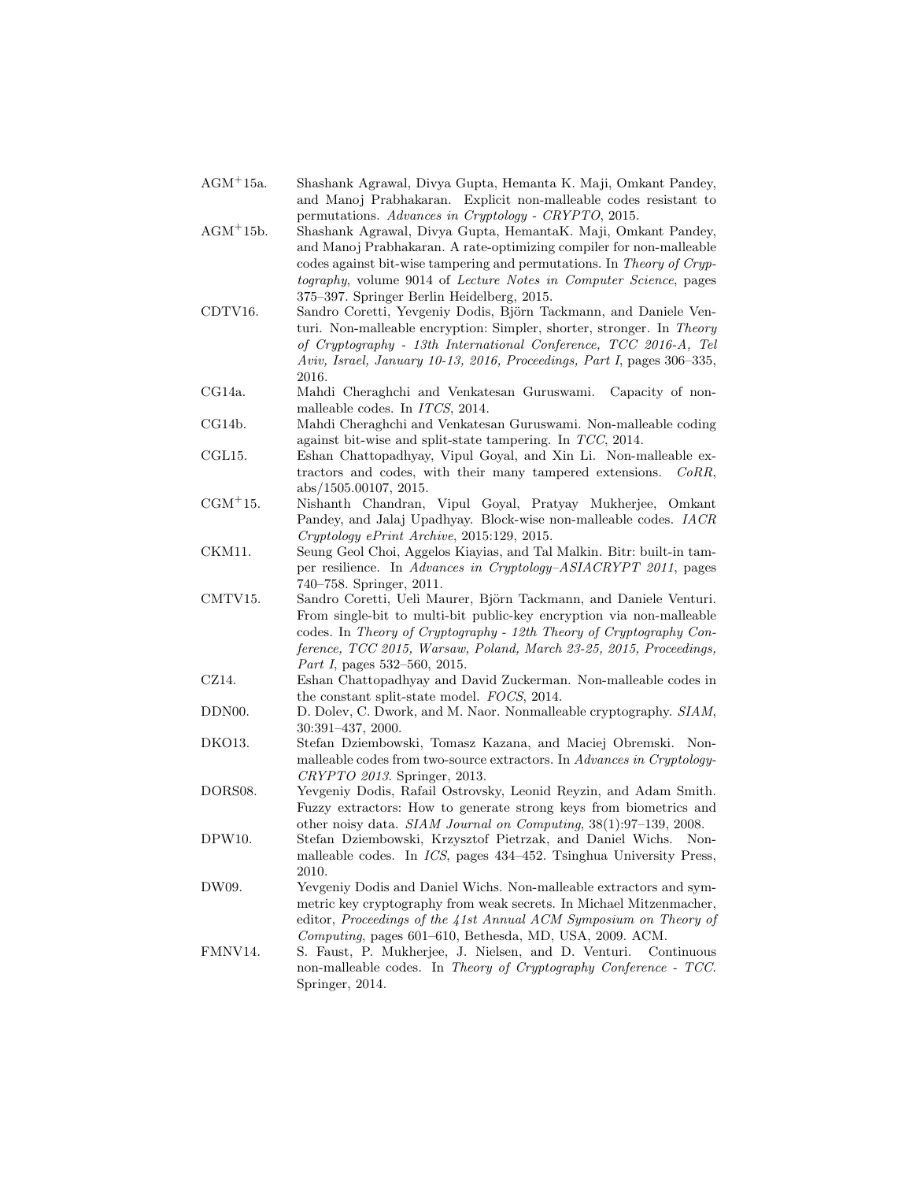AGM[+]15a. Shashank Agrawal, Divya Gupta, Hemanta K. Maji, Omkant Pandey, and Manoj Prabhakaran. Explicit non-malleable codes resistant to permutations. *Advances in Cryptology - CRYPTO*, 2015.

AGM[+]15b. Shashank Agrawal, Divya Gupta, HemantaK. Maji, Omkant Pandey, and Manoj Prabhakaran. A rate-optimizing compiler for non-malleable codes against bit-wise tampering and permutations. In *Theory of Cryptography*, volume 9014 of *Lecture Notes in Computer Science*, pages 375–397. Springer Berlin Heidelberg, 2015.

CDTV16. Sandro Coretti, Yevgeniy Dodis, Björn Tackmann, and Daniele Venturi. Non-malleable encryption: Simpler, shorter, stronger. In *Theory of Cryptography - 13th International Conference, TCC 2016-A, Tel Aviv, Israel, January 10-13, 2016, Proceedings, Part I*, pages 306–335, 2016.

CG14a. Mahdi Cheraghchi and Venkatesan Guruswami. Capacity of non-malleable codes. In *ITCS*, 2014.

CG14b. Mahdi Cheraghchi and Venkatesan Guruswami. Non-malleable coding against bit-wise and split-state tampering. In *TCC*, 2014.

CGL15. Eshan Chattopadhyay, Vipul Goyal, and Xin Li. Non-malleable extractors and codes, with their many tampered extensions. *CoRR*, abs/1505.00107, 2015.

CGM[+]15. Nishanth Chandran, Vipul Goyal, Pratyay Mukherjee, Omkant Pandey, and Jalaj Upadhyay. Block-wise non-malleable codes. *IACR Cryptology ePrint Archive*, 2015:129, 2015.

CKM11. Seung Geol Choi, Aggelos Kiayias, and Tal Malkin. Bitr: built-in tamper resilience. In *Advances in Cryptology–ASIACRYPT 2011*, pages 740–758. Springer, 2011.

CMTV15. Sandro Coretti, Ueli Maurer, Björn Tackmann, and Daniele Venturi. From single-bit to multi-bit public-key encryption via non-malleable codes. In *Theory of Cryptography - 12th Theory of Cryptography Conference, TCC 2015, Warsaw, Poland, March 23-25, 2015, Proceedings, Part I*, pages 532–560, 2015.

CZ14. Eshan Chattopadhyay and David Zuckerman. Non-malleable codes in the constant split-state model. *FOCS*, 2014.

DDN00. D. Dolev, C. Dwork, and M. Naor. Nonmalleable cryptography. *SIAM*, 30:391–437, 2000.

DKO13. Stefan Dziembowski, Tomasz Kazana, and Maciej Obremski. Non-malleable codes from two-source extractors. In *Advances in Cryptology-CRYPTO 2013*. Springer, 2013.

DORS08. Yevgeniy Dodis, Rafail Ostrovsky, Leonid Reyzin, and Adam Smith. Fuzzy extractors: How to generate strong keys from biometrics and other noisy data. *SIAM Journal on Computing*, 38(1):97–139, 2008.

DPW10. Stefan Dziembowski, Krzysztof Pietrzak, and Daniel Wichs. Non-malleable codes. In *ICS*, pages 434–452. Tsinghua University Press, 2010.

DW09. Yevgeniy Dodis and Daniel Wichs. Non-malleable extractors and symmetric key cryptography from weak secrets. In Michael Mitzenmacher, editor, *Proceedings of the 41st Annual ACM Symposium on Theory of Computing*, pages 601–610, Bethesda, MD, USA, 2009. ACM.

FMNV14. S. Faust, P. Mukherjee, J. Nielsen, and D. Venturi. Continuous non-malleable codes. In *Theory of Cryptography Conference - TCC*. Springer, 2014.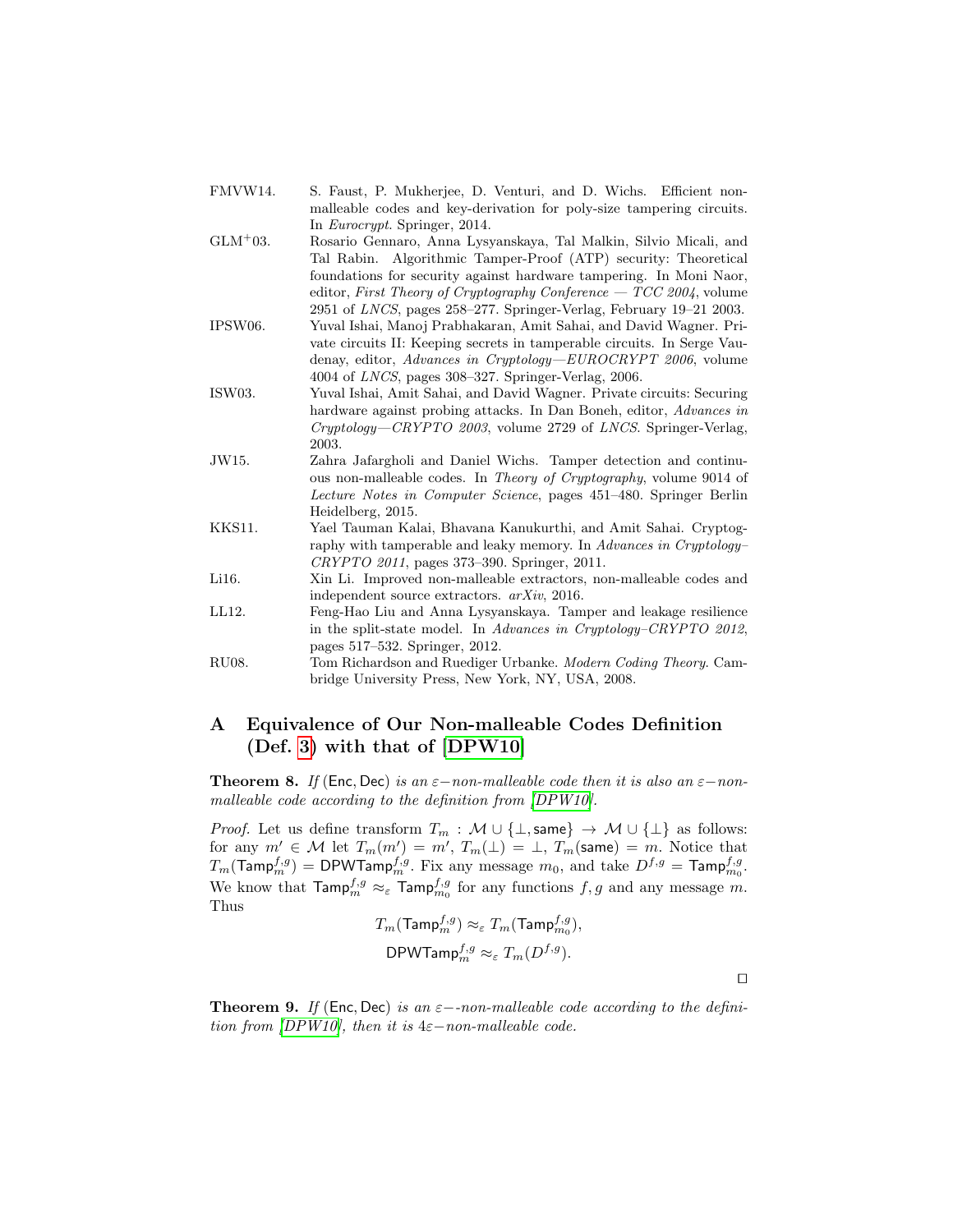FMVW14. S. Faust, P. Mukherjee, D. Venturi, and D. Wichs. Efficient non-malleable codes and key-derivation for poly-size tampering circuits. In *Eurocrypt*. Springer, 2014.

GLM+03. Rosario Gennaro, Anna Lysyanskaya, Tal Malkin, Silvio Micali, and Tal Rabin. Algorithmic Tamper-Proof (ATP) security: Theoretical foundations for security against hardware tampering. In Moni Naor, editor, *First Theory of Cryptography Conference — TCC 2004*, volume 2951 of *LNCS*, pages 258–277. Springer-Verlag, February 19–21 2003.

IPSW06. Yuval Ishai, Manoj Prabhakaran, Amit Sahai, and David Wagner. Private circuits II: Keeping secrets in tamperable circuits. In Serge Vaudenay, editor, *Advances in Cryptology—EUROCRYPT 2006*, volume 4004 of *LNCS*, pages 308–327. Springer-Verlag, 2006.

ISW03. Yuval Ishai, Amit Sahai, and David Wagner. Private circuits: Securing hardware against probing attacks. In Dan Boneh, editor, *Advances in Cryptology—CRYPTO 2003*, volume 2729 of *LNCS*. Springer-Verlag, 2003.

JW15. Zahra Jafargholi and Daniel Wichs. Tamper detection and continuous non-malleable codes. In *Theory of Cryptography*, volume 9014 of *Lecture Notes in Computer Science*, pages 451–480. Springer Berlin Heidelberg, 2015.

KKS11. Yael Tauman Kalai, Bhavana Kanukurthi, and Amit Sahai. Cryptography with tamperable and leaky memory. In *Advances in Cryptology–CRYPTO 2011*, pages 373–390. Springer, 2011.

Li16. Xin Li. Improved non-malleable extractors, non-malleable codes and independent source extractors. *arXiv*, 2016.

LL12. Feng-Hao Liu and Anna Lysyanskaya. Tamper and leakage resilience in the split-state model. In *Advances in Cryptology–CRYPTO 2012*, pages 517–532. Springer, 2012.

RU08. Tom Richardson and Ruediger Urbanke. *Modern Coding Theory*. Cambridge University Press, New York, NY, USA, 2008.

# A Equivalence of Our Non-malleable Codes Definition (Def. 3) with that of [DPW10]

**Theorem 8.** *If* $(\mathsf{Enc}, \mathsf{Dec})$ *is an* $\varepsilon-$*non-malleable code then it is also an* $\varepsilon-$*non-malleable code according to the definition from [DPW10].*

*Proof.* Let us define transform $T_m : \mathcal{M} \cup \{\perp, \mathsf{same}\} \to \mathcal{M} \cup \{\perp\}$ as follows: for any $m' \in \mathcal{M}$ let $T_m(m') = m'$, $T_m(\perp) = \perp$, $T_m(\mathsf{same}) = m$. Notice that $T_m(\mathsf{Tamp}_m^{f,g}) = \mathsf{DPWTamp}_m^{f,g}$. Fix any message $m_0$, and take $D^{f,g} = \mathsf{Tamp}_{m_0}^{f,g}$. We know that $\mathsf{Tamp}_m^{f,g} \approx_\varepsilon \mathsf{Tamp}_{m_0}^{f,g}$ for any functions $f, g$ and any message $m$. Thus

$$T_m(\mathsf{Tamp}_m^{f,g}) \approx_\varepsilon T_m(\mathsf{Tamp}_{m_0}^{f,g}),$$
$$\mathsf{DPWTamp}_m^{f,g} \approx_\varepsilon T_m(D^{f,g}).$$

□

**Theorem 9.** *If* $(\mathsf{Enc}, \mathsf{Dec})$ *is an* $\varepsilon-$*-non-malleable code according to the definition from [DPW10], then it is* $4\varepsilon-$*non-malleable code.*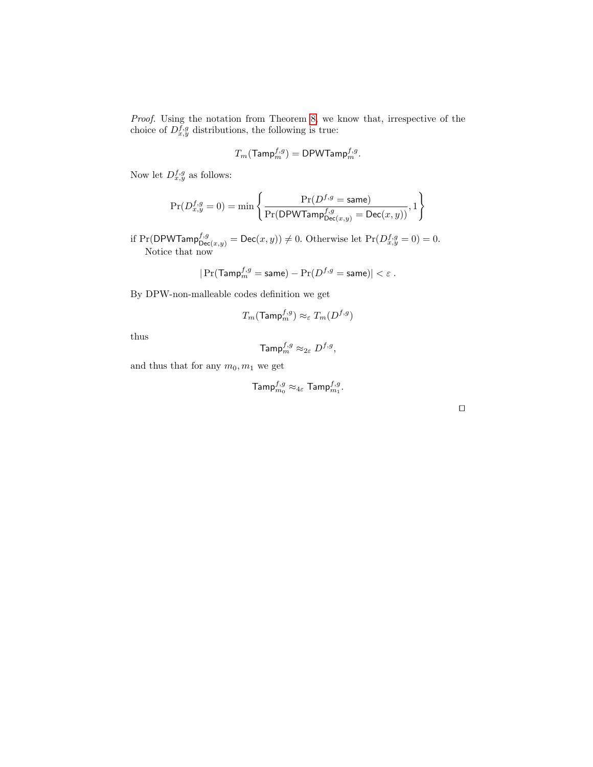*Proof.* Using the notation from Theorem 8, we know that, irrespective of the choice of $D^{f,g}_{x,y}$ distributions, the following is true:

$$T_m(\mathsf{Tamp}^{f,g}_m) = \mathsf{DPWTamp}^{f,g}_m.$$

Now let $D^{f,g}_{x,y}$ as follows:

$$\Pr(D^{f,g}_{x,y} = 0) = \min\left\{\frac{\Pr(D^{f,g} = \mathsf{same})}{\Pr(\mathsf{DPWTamp}^{f,g}_{\mathsf{Dec}(x,y)} = \mathsf{Dec}(x,y))}, 1\right\}$$

if $\Pr(\mathsf{DPWTamp}^{f,g}_{\mathsf{Dec}(x,y)} = \mathsf{Dec}(x,y)) \neq 0$. Otherwise let $\Pr(D^{f,g}_{x,y} = 0) = 0$.

Notice that now

$$|\Pr(\mathsf{Tamp}^{f,g}_m = \mathsf{same}) - \Pr(D^{f,g} = \mathsf{same})| < \varepsilon\ .$$

By DPW-non-malleable codes definition we get

$$T_m(\mathsf{Tamp}^{f,g}_m) \approx_\varepsilon T_m(D^{f,g})$$

thus

$$\mathsf{Tamp}^{f,g}_m \approx_{2\varepsilon} D^{f,g},$$

and thus that for any $m_0, m_1$ we get

$$\mathsf{Tamp}^{f,g}_{m_0} \approx_{4\varepsilon} \mathsf{Tamp}^{f,g}_{m_1}.$$

□